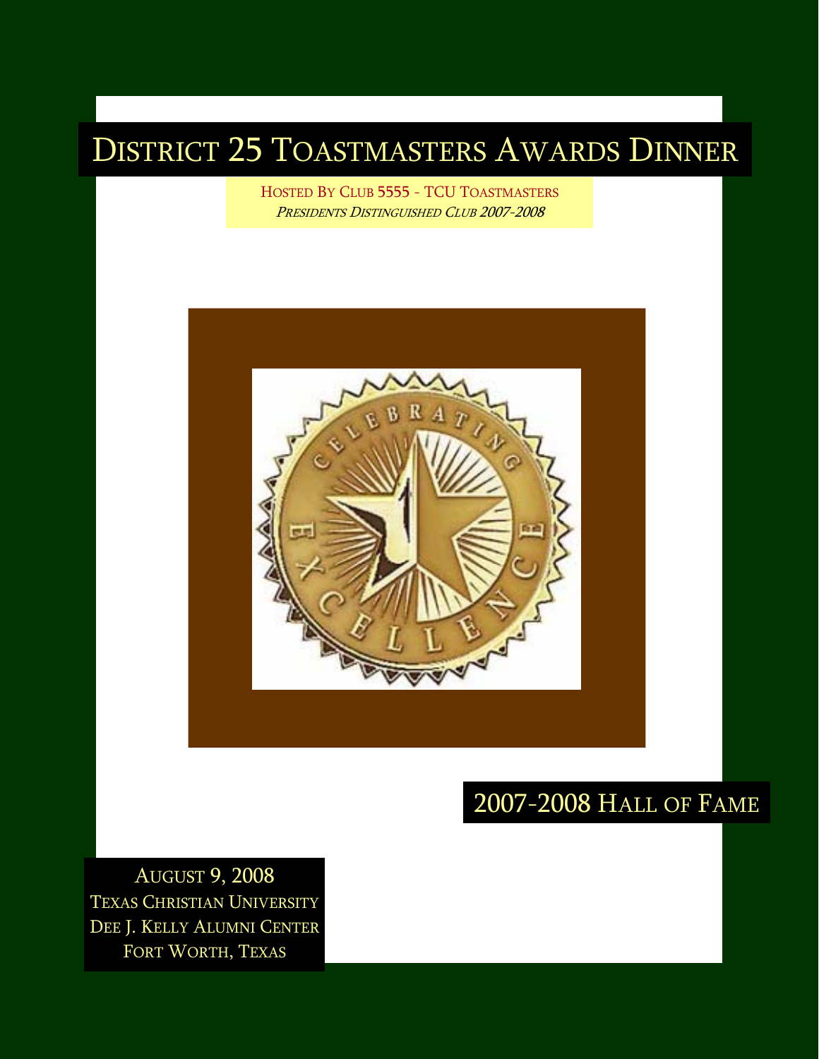# District 25 Toastmasters Awards Dinner

Hosted By Club 5555 - TCU Toastmasters

*Presidents Distinguished Club 2007-2008*

## 2007-2008 Hall of Fame

August 9, 2008
Texas Christian University
Dee J. Kelly Alumni Center
Fort Worth, Texas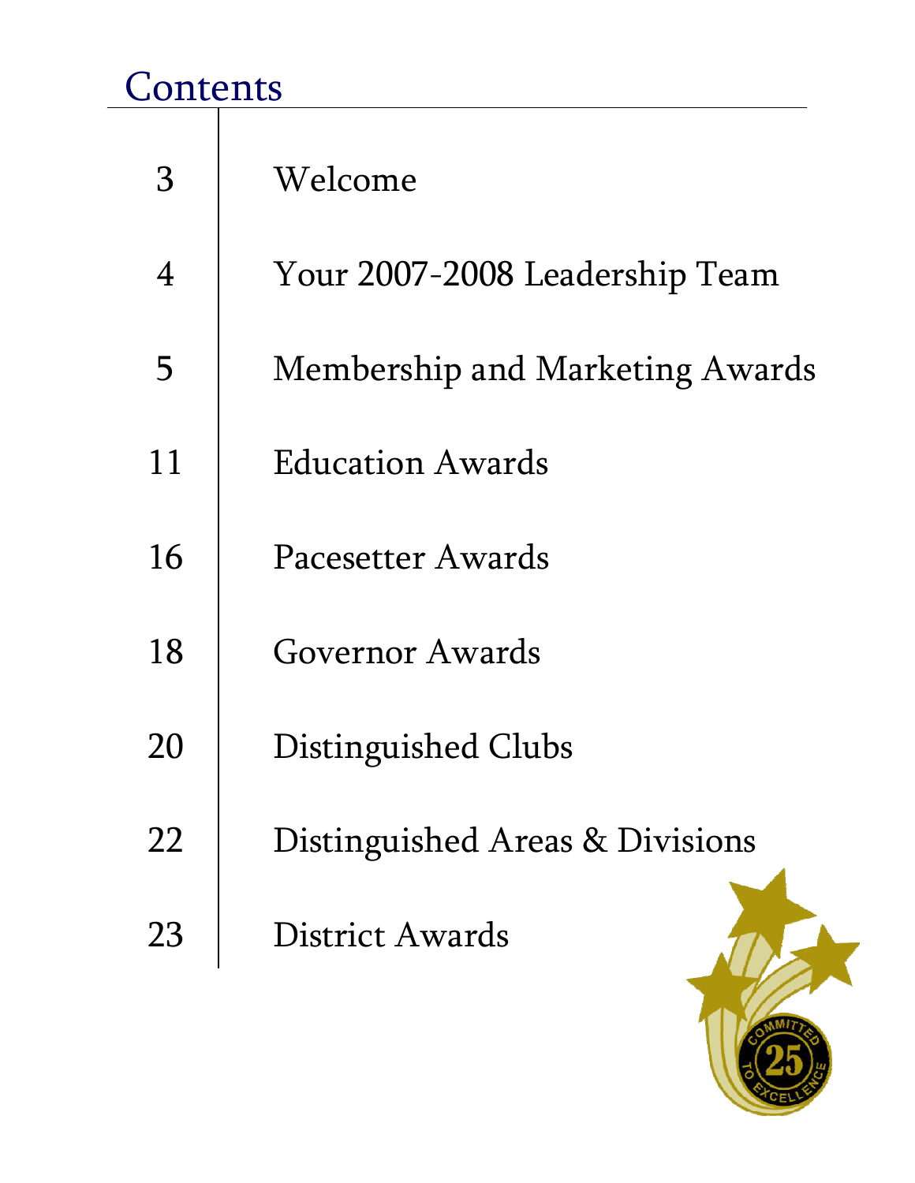# Contents

| | |
|---|---|
| 3 | Welcome |
| 4 | Your 2007-2008 Leadership Team |
| 5 | Membership and Marketing Awards |
| 11 | Education Awards |
| 16 | Pacesetter Awards |
| 18 | Governor Awards |
| 20 | Distinguished Clubs |
| 22 | Distinguished Areas & Divisions |
| 23 | District Awards |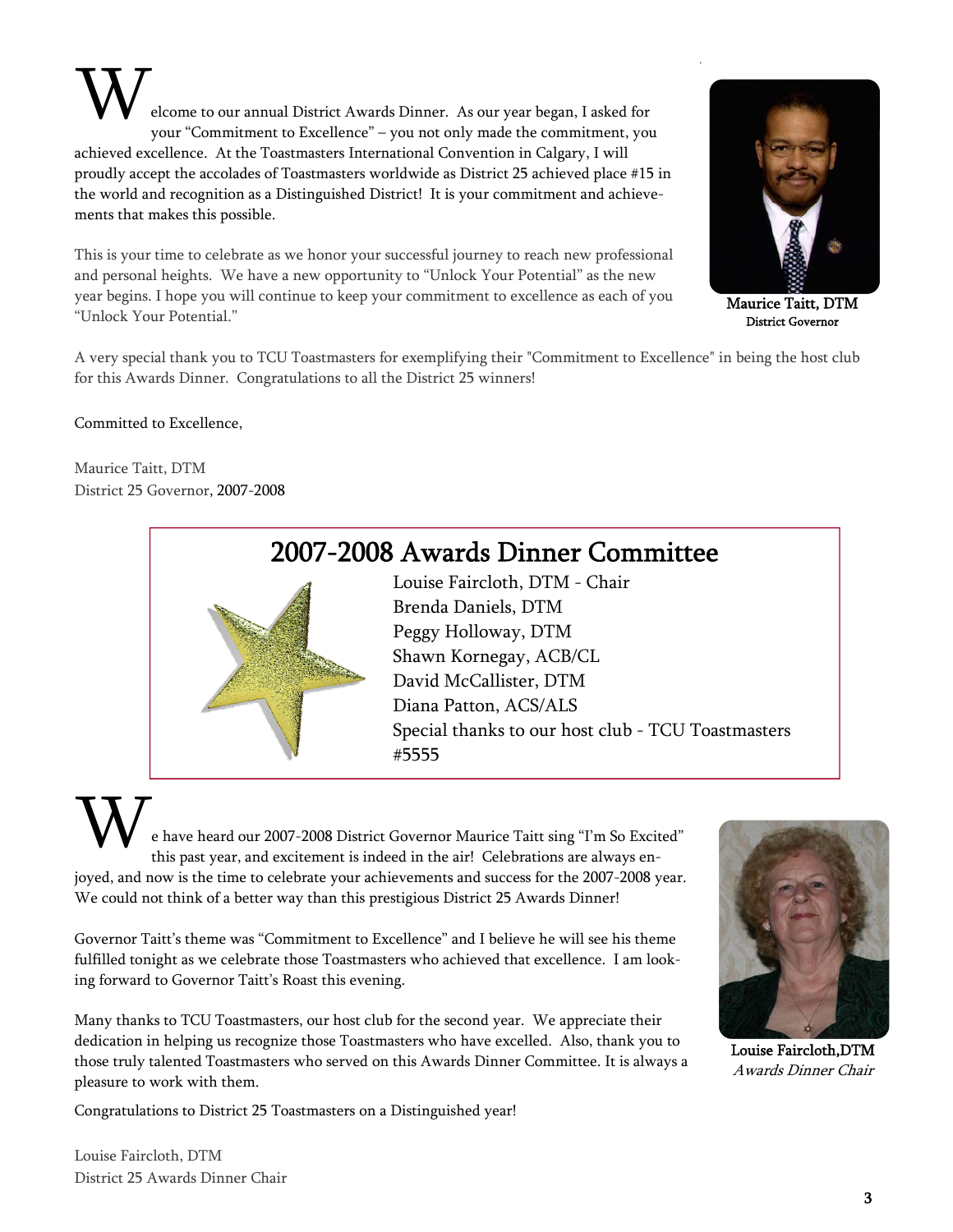Welcome to our annual District Awards Dinner. As our year began, I asked for your "Commitment to Excellence" – you not only made the commitment, you achieved excellence. At the Toastmasters International Convention in Calgary, I will proudly accept the accolades of Toastmasters worldwide as District 25 achieved place #15 in the world and recognition as a Distinguished District! It is your commitment and achievements that makes this possible.

This is your time to celebrate as we honor your successful journey to reach new professional and personal heights. We have a new opportunity to "Unlock Your Potential" as the new year begins. I hope you will continue to keep your commitment to excellence as each of you "Unlock Your Potential."

**Maurice Taitt, DTM**
District Governor

A very special thank you to TCU Toastmasters for exemplifying their "Commitment to Excellence" in being the host club for this Awards Dinner. Congratulations to all the District 25 winners!

Committed to Excellence,

Maurice Taitt, DTM
District 25 Governor, 2007-2008

## 2007-2008 Awards Dinner Committee

Louise Faircloth, DTM - Chair
Brenda Daniels, DTM
Peggy Holloway, DTM
Shawn Kornegay, ACB/CL
David McCallister, DTM
Diana Patton, ACS/ALS
Special thanks to our host club - TCU Toastmasters #5555

We have heard our 2007-2008 District Governor Maurice Taitt sing "I'm So Excited" this past year, and excitement is indeed in the air! Celebrations are always enjoyed, and now is the time to celebrate your achievements and success for the 2007-2008 year. We could not think of a better way than this prestigious District 25 Awards Dinner!

Governor Taitt's theme was "Commitment to Excellence" and I believe he will see his theme fulfilled tonight as we celebrate those Toastmasters who achieved that excellence. I am looking forward to Governor Taitt's Roast this evening.

Many thanks to TCU Toastmasters, our host club for the second year. We appreciate their dedication in helping us recognize those Toastmasters who have excelled. Also, thank you to those truly talented Toastmasters who served on this Awards Dinner Committee. It is always a pleasure to work with them.

Congratulations to District 25 Toastmasters on a Distinguished year!

**Louise Faircloth,DTM**
*Awards Dinner Chair*

Louise Faircloth, DTM
District 25 Awards Dinner Chair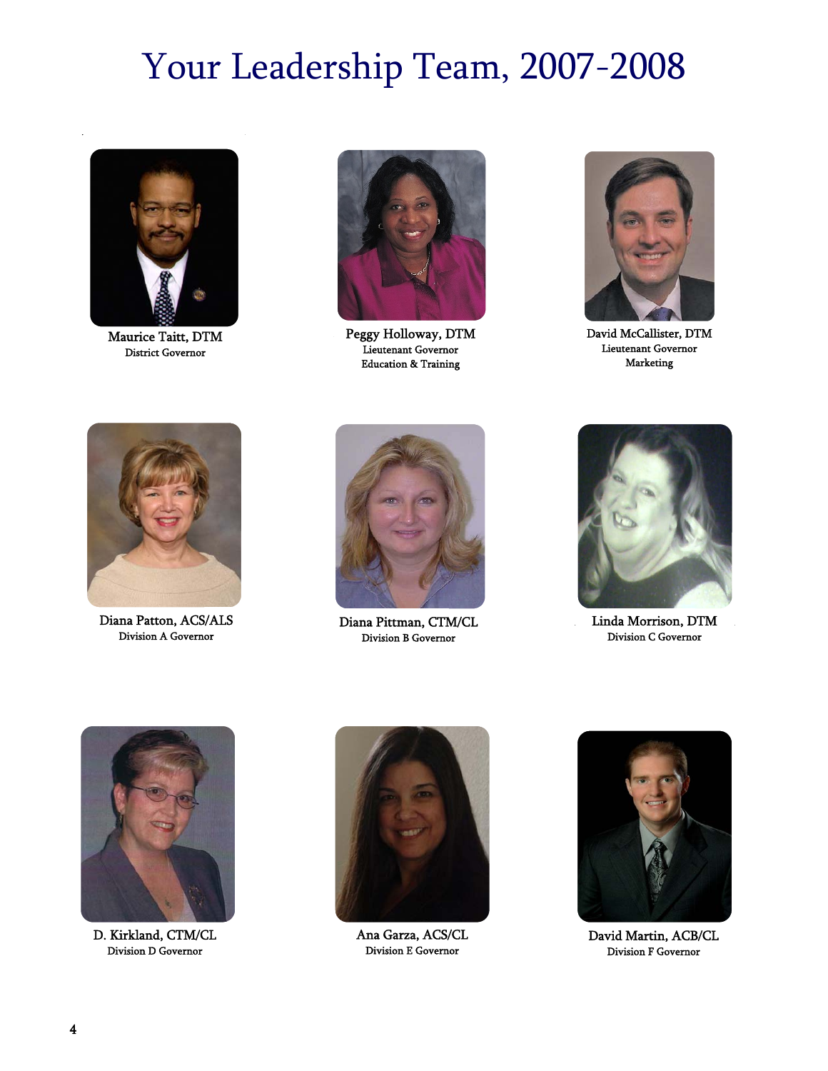# Your Leadership Team, 2007-2008

**Maurice Taitt, DTM**
District Governor

**Peggy Holloway, DTM**
Lieutenant Governor
Education & Training

**David McCallister, DTM**
Lieutenant Governor
Marketing

**Diana Patton, ACS/ALS**
Division A Governor

**Diana Pittman, CTM/CL**
Division B Governor

**Linda Morrison, DTM**
Division C Governor

**D. Kirkland, CTM/CL**
Division D Governor

**Ana Garza, ACS/CL**
Division E Governor

**David Martin, ACB/CL**
Division F Governor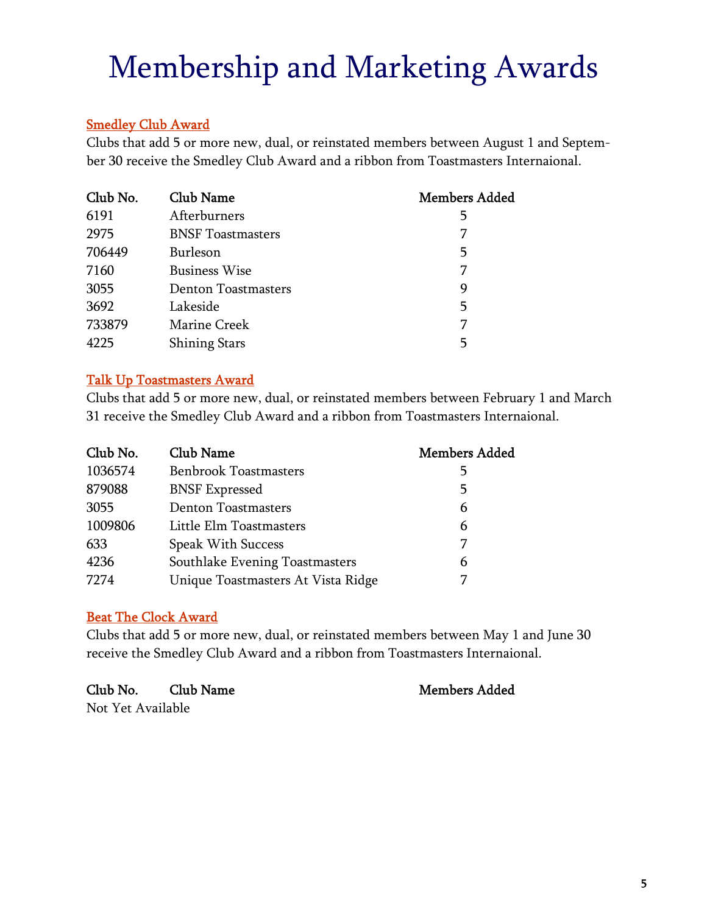# Membership and Marketing Awards

## Smedley Club Award

Clubs that add 5 or more new, dual, or reinstated members between August 1 and September 30 receive the Smedley Club Award and a ribbon from Toastmasters Internaional.

| Club No. | Club Name | Members Added |
|---|---|---|
| 6191 | Afterburners | 5 |
| 2975 | BNSF Toastmasters | 7 |
| 706449 | Burleson | 5 |
| 7160 | Business Wise | 7 |
| 3055 | Denton Toastmasters | 9 |
| 3692 | Lakeside | 5 |
| 733879 | Marine Creek | 7 |
| 4225 | Shining Stars | 5 |

## Talk Up Toastmasters Award

Clubs that add 5 or more new, dual, or reinstated members between February 1 and March 31 receive the Smedley Club Award and a ribbon from Toastmasters Internaional.

| Club No. | Club Name | Members Added |
|---|---|---|
| 1036574 | Benbrook Toastmasters | 5 |
| 879088 | BNSF Expressed | 5 |
| 3055 | Denton Toastmasters | 6 |
| 1009806 | Little Elm Toastmasters | 6 |
| 633 | Speak With Success | 7 |
| 4236 | Southlake Evening Toastmasters | 6 |
| 7274 | Unique Toastmasters At Vista Ridge | 7 |

## Beat The Clock Award

Clubs that add 5 or more new, dual, or reinstated members between May 1 and June 30 receive the Smedley Club Award and a ribbon from Toastmasters Internaional.

| Club No. | Club Name | Members Added |
|---|---|---|
| Not Yet Available | | |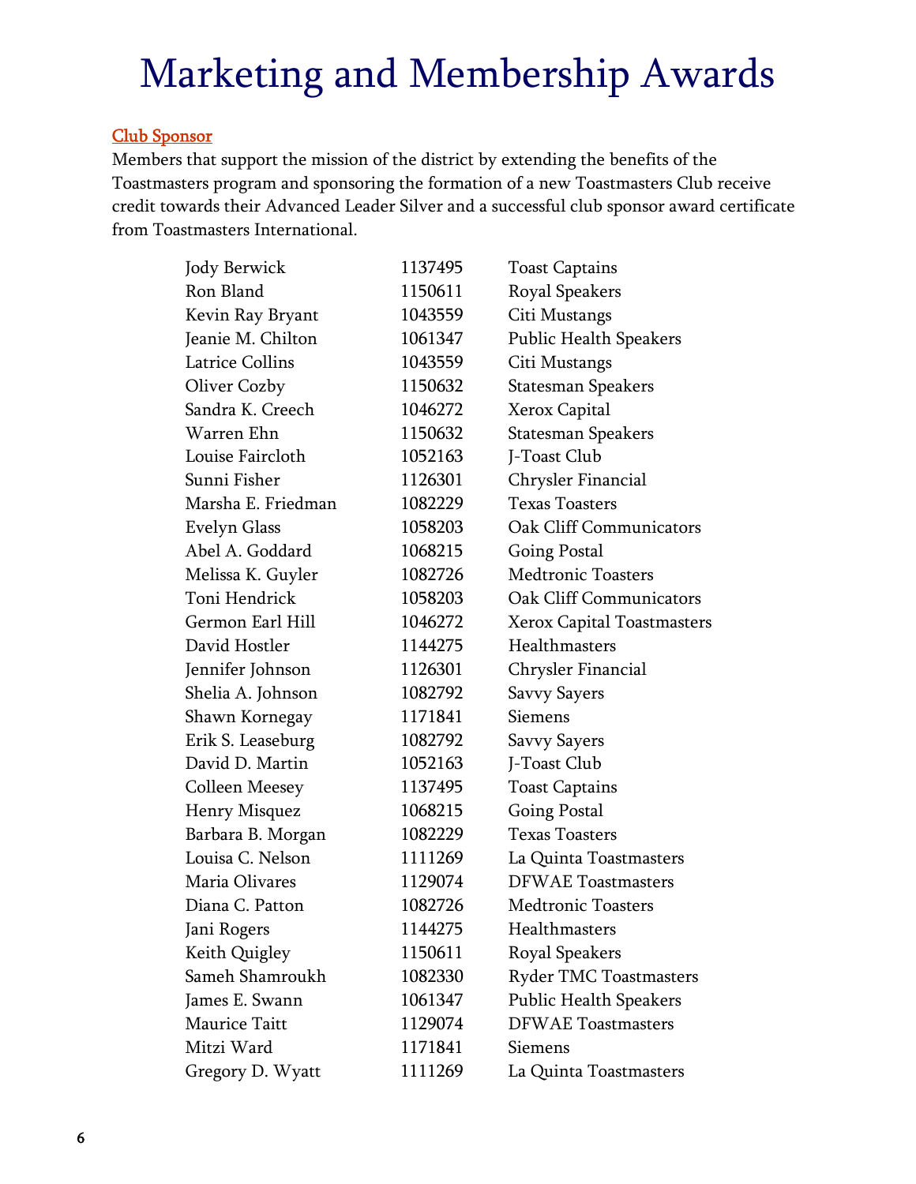# Marketing and Membership Awards

## Club Sponsor

Members that support the mission of the district by extending the benefits of the Toastmasters program and sponsoring the formation of a new Toastmasters Club receive credit towards their Advanced Leader Silver and a successful club sponsor award certificate from Toastmasters International.

| | | |
|---|---|---|
| Jody Berwick | 1137495 | Toast Captains |
| Ron Bland | 1150611 | Royal Speakers |
| Kevin Ray Bryant | 1043559 | Citi Mustangs |
| Jeanie M. Chilton | 1061347 | Public Health Speakers |
| Latrice Collins | 1043559 | Citi Mustangs |
| Oliver Cozby | 1150632 | Statesman Speakers |
| Sandra K. Creech | 1046272 | Xerox Capital |
| Warren Ehn | 1150632 | Statesman Speakers |
| Louise Faircloth | 1052163 | J-Toast Club |
| Sunni Fisher | 1126301 | Chrysler Financial |
| Marsha E. Friedman | 1082229 | Texas Toasters |
| Evelyn Glass | 1058203 | Oak Cliff Communicators |
| Abel A. Goddard | 1068215 | Going Postal |
| Melissa K. Guyler | 1082726 | Medtronic Toasters |
| Toni Hendrick | 1058203 | Oak Cliff Communicators |
| Germon Earl Hill | 1046272 | Xerox Capital Toastmasters |
| David Hostler | 1144275 | Healthmasters |
| Jennifer Johnson | 1126301 | Chrysler Financial |
| Shelia A. Johnson | 1082792 | Savvy Sayers |
| Shawn Kornegay | 1171841 | Siemens |
| Erik S. Leaseburg | 1082792 | Savvy Sayers |
| David D. Martin | 1052163 | J-Toast Club |
| Colleen Meesey | 1137495 | Toast Captains |
| Henry Misquez | 1068215 | Going Postal |
| Barbara B. Morgan | 1082229 | Texas Toasters |
| Louisa C. Nelson | 1111269 | La Quinta Toastmasters |
| Maria Olivares | 1129074 | DFWAE Toastmasters |
| Diana C. Patton | 1082726 | Medtronic Toasters |
| Jani Rogers | 1144275 | Healthmasters |
| Keith Quigley | 1150611 | Royal Speakers |
| Sameh Shamroukh | 1082330 | Ryder TMC Toastmasters |
| James E. Swann | 1061347 | Public Health Speakers |
| Maurice Taitt | 1129074 | DFWAE Toastmasters |
| Mitzi Ward | 1171841 | Siemens |
| Gregory D. Wyatt | 1111269 | La Quinta Toastmasters |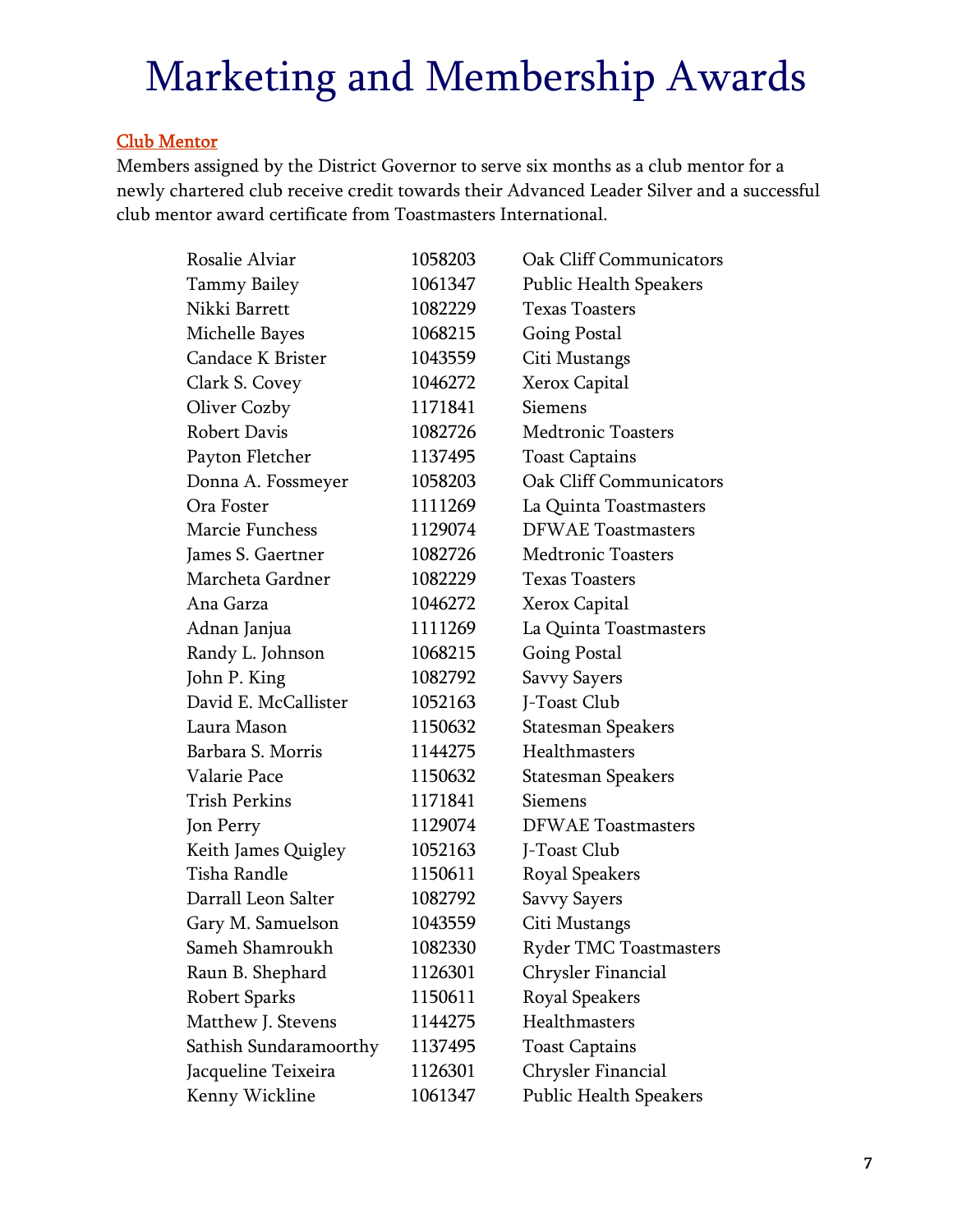# Marketing and Membership Awards

## Club Mentor

Members assigned by the District Governor to serve six months as a club mentor for a newly chartered club receive credit towards their Advanced Leader Silver and a successful club mentor award certificate from Toastmasters International.

| | | |
|---|---|---|
| Rosalie Alviar | 1058203 | Oak Cliff Communicators |
| Tammy Bailey | 1061347 | Public Health Speakers |
| Nikki Barrett | 1082229 | Texas Toasters |
| Michelle Bayes | 1068215 | Going Postal |
| Candace K Brister | 1043559 | Citi Mustangs |
| Clark S. Covey | 1046272 | Xerox Capital |
| Oliver Cozby | 1171841 | Siemens |
| Robert Davis | 1082726 | Medtronic Toasters |
| Payton Fletcher | 1137495 | Toast Captains |
| Donna A. Fossmeyer | 1058203 | Oak Cliff Communicators |
| Ora Foster | 1111269 | La Quinta Toastmasters |
| Marcie Funchess | 1129074 | DFWAE Toastmasters |
| James S. Gaertner | 1082726 | Medtronic Toasters |
| Marcheta Gardner | 1082229 | Texas Toasters |
| Ana Garza | 1046272 | Xerox Capital |
| Adnan Janjua | 1111269 | La Quinta Toastmasters |
| Randy L. Johnson | 1068215 | Going Postal |
| John P. King | 1082792 | Savvy Sayers |
| David E. McCallister | 1052163 | J-Toast Club |
| Laura Mason | 1150632 | Statesman Speakers |
| Barbara S. Morris | 1144275 | Healthmasters |
| Valarie Pace | 1150632 | Statesman Speakers |
| Trish Perkins | 1171841 | Siemens |
| Jon Perry | 1129074 | DFWAE Toastmasters |
| Keith James Quigley | 1052163 | J-Toast Club |
| Tisha Randle | 1150611 | Royal Speakers |
| Darrall Leon Salter | 1082792 | Savvy Sayers |
| Gary M. Samuelson | 1043559 | Citi Mustangs |
| Sameh Shamroukh | 1082330 | Ryder TMC Toastmasters |
| Raun B. Shephard | 1126301 | Chrysler Financial |
| Robert Sparks | 1150611 | Royal Speakers |
| Matthew J. Stevens | 1144275 | Healthmasters |
| Sathish Sundaramoorthy | 1137495 | Toast Captains |
| Jacqueline Teixeira | 1126301 | Chrysler Financial |
| Kenny Wickline | 1061347 | Public Health Speakers |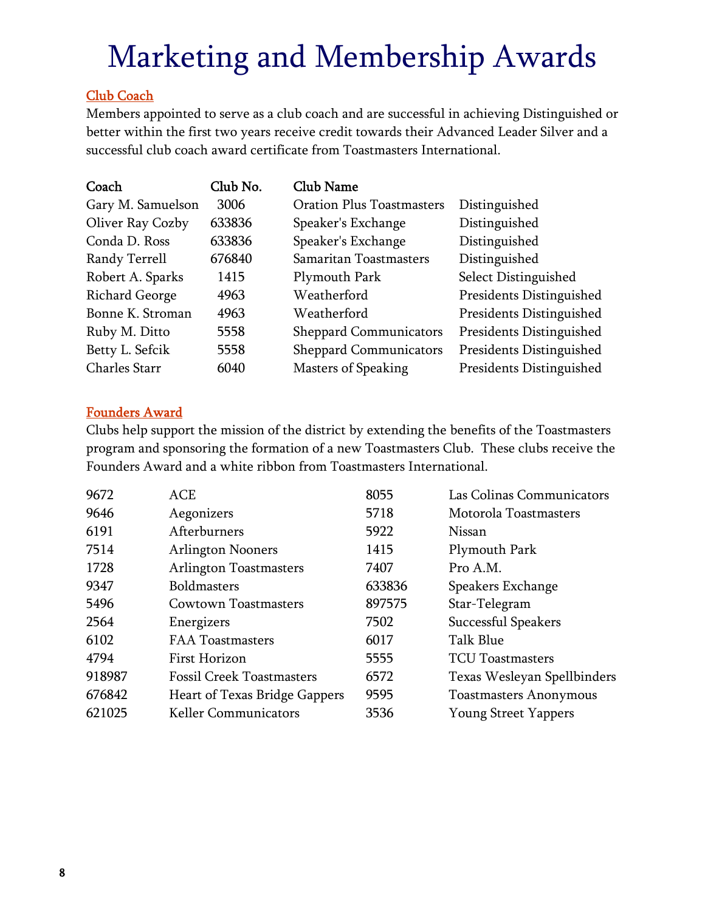# Marketing and Membership Awards

## Club Coach

Members appointed to serve as a club coach and are successful in achieving Distinguished or better within the first two years receive credit towards their Advanced Leader Silver and a successful club coach award certificate from Toastmasters International.

| Coach | Club No. | Club Name | |
|---|---|---|---|
| Gary M. Samuelson | 3006 | Oration Plus Toastmasters | Distinguished |
| Oliver Ray Cozby | 633836 | Speaker's Exchange | Distinguished |
| Conda D. Ross | 633836 | Speaker's Exchange | Distinguished |
| Randy Terrell | 676840 | Samaritan Toastmasters | Distinguished |
| Robert A. Sparks | 1415 | Plymouth Park | Select Distinguished |
| Richard George | 4963 | Weatherford | Presidents Distinguished |
| Bonne K. Stroman | 4963 | Weatherford | Presidents Distinguished |
| Ruby M. Ditto | 5558 | Sheppard Communicators | Presidents Distinguished |
| Betty L. Sefcik | 5558 | Sheppard Communicators | Presidents Distinguished |
| Charles Starr | 6040 | Masters of Speaking | Presidents Distinguished |

## Founders Award

Clubs help support the mission of the district by extending the benefits of the Toastmasters program and sponsoring the formation of a new Toastmasters Club. These clubs receive the Founders Award and a white ribbon from Toastmasters International.

| | | | |
|---|---|---|---|
| 9672 | ACE | 8055 | Las Colinas Communicators |
| 9646 | Aegonizers | 5718 | Motorola Toastmasters |
| 6191 | Afterburners | 5922 | Nissan |
| 7514 | Arlington Nooners | 1415 | Plymouth Park |
| 1728 | Arlington Toastmasters | 7407 | Pro A.M. |
| 9347 | Boldmasters | 633836 | Speakers Exchange |
| 5496 | Cowtown Toastmasters | 897575 | Star-Telegram |
| 2564 | Energizers | 7502 | Successful Speakers |
| 6102 | FAA Toastmasters | 6017 | Talk Blue |
| 4794 | First Horizon | 5555 | TCU Toastmasters |
| 918987 | Fossil Creek Toastmasters | 6572 | Texas Wesleyan Spellbinders |
| 676842 | Heart of Texas Bridge Gappers | 9595 | Toastmasters Anonymous |
| 621025 | Keller Communicators | 3536 | Young Street Yappers |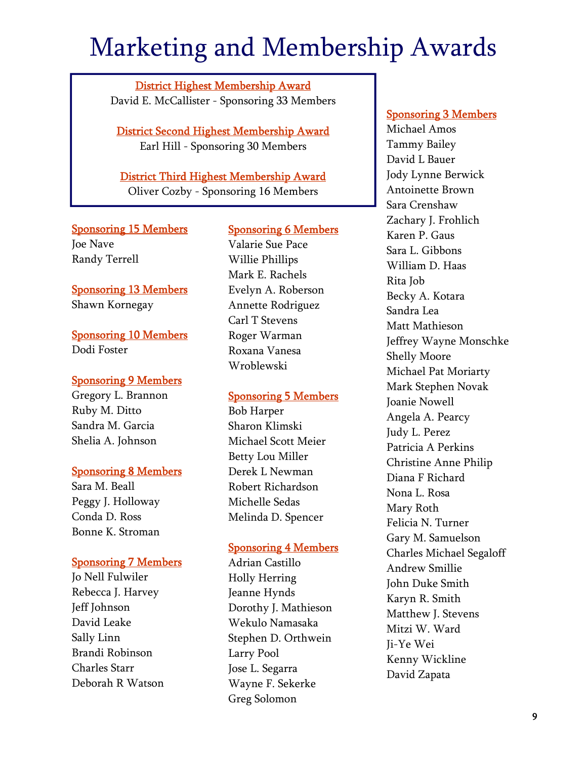# Marketing and Membership Awards

**District Highest Membership Award**
David E. McCallister - Sponsoring 33 Members

**District Second Highest Membership Award**
Earl Hill - Sponsoring 30 Members

**District Third Highest Membership Award**
Oliver Cozby - Sponsoring 16 Members

**Sponsoring 15 Members**
Joe Nave
Randy Terrell

**Sponsoring 13 Members**
Shawn Kornegay

**Sponsoring 10 Members**
Dodi Foster

**Sponsoring 9 Members**
Gregory L. Brannon
Ruby M. Ditto
Sandra M. Garcia
Shelia A. Johnson

**Sponsoring 8 Members**
Sara M. Beall
Peggy J. Holloway
Conda D. Ross
Bonne K. Stroman

**Sponsoring 7 Members**
Jo Nell Fulwiler
Rebecca J. Harvey
Jeff Johnson
David Leake
Sally Linn
Brandi Robinson
Charles Starr
Deborah R Watson

**Sponsoring 6 Members**
Valarie Sue Pace
Willie Phillips
Mark E. Rachels
Evelyn A. Roberson
Annette Rodriguez
Carl T Stevens
Roger Warman
Roxana Vanesa Wroblewski

**Sponsoring 5 Members**
Bob Harper
Sharon Klimski
Michael Scott Meier
Betty Lou Miller
Derek L Newman
Robert Richardson
Michelle Sedas
Melinda D. Spencer

**Sponsoring 4 Members**
Adrian Castillo
Holly Herring
Jeanne Hynds
Dorothy J. Mathieson
Wekulo Namasaka
Stephen D. Orthwein
Larry Pool
Jose L. Segarra
Wayne F. Sekerke
Greg Solomon

**Sponsoring 3 Members**
Michael Amos
Tammy Bailey
David L Bauer
Jody Lynne Berwick
Antoinette Brown
Sara Crenshaw
Zachary J. Frohlich
Karen P. Gaus
Sara L. Gibbons
William D. Haas
Rita Job
Becky A. Kotara
Sandra Lea
Matt Mathieson
Jeffrey Wayne Monschke
Shelly Moore
Michael Pat Moriarty
Mark Stephen Novak
Joanie Nowell
Angela A. Pearcy
Judy L. Perez
Patricia A Perkins
Christine Anne Philip
Diana F Richard
Nona L. Rosa
Mary Roth
Felicia N. Turner
Gary M. Samuelson
Charles Michael Segaloff
Andrew Smillie
John Duke Smith
Karyn R. Smith
Matthew J. Stevens
Mitzi W. Ward
Ji-Ye Wei
Kenny Wickline
David Zapata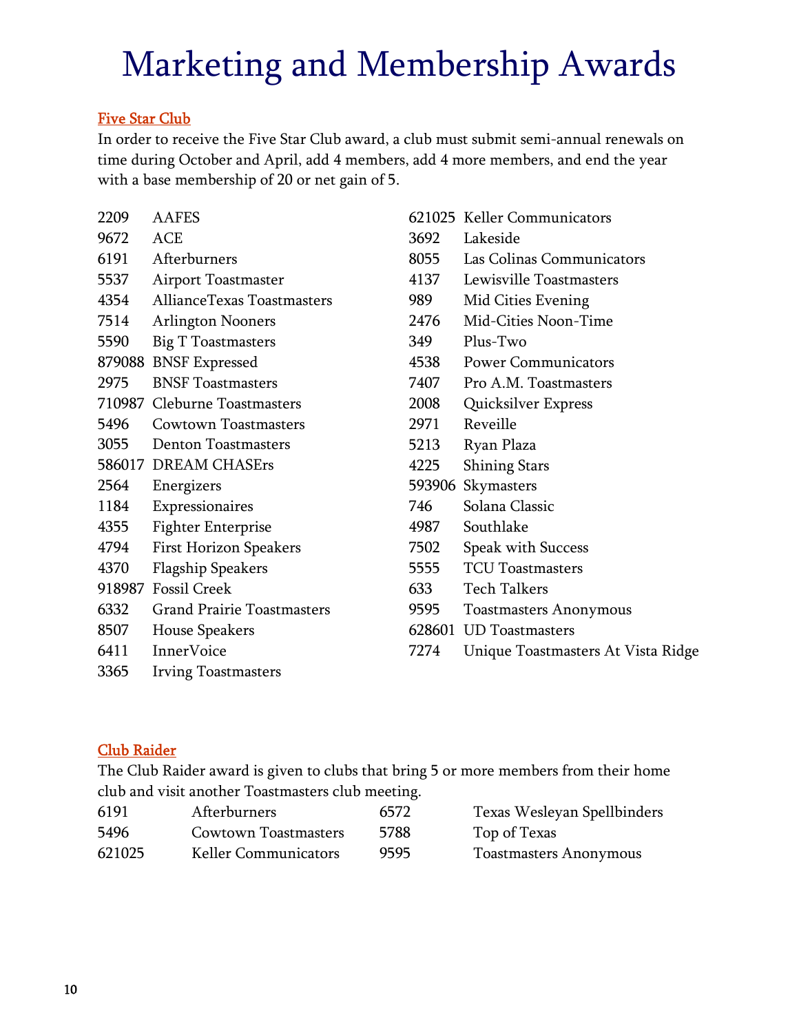# Marketing and Membership Awards

## Five Star Club

In order to receive the Five Star Club award, a club must submit semi-annual renewals on time during October and April, add 4 members, add 4 more members, and end the year with a base membership of 20 or net gain of 5.

| | |
|---|---|
| 2209 | AAFES |
| 9672 | ACE |
| 6191 | Afterburners |
| 5537 | Airport Toastmaster |
| 4354 | AllianceTexas Toastmasters |
| 7514 | Arlington Nooners |
| 5590 | Big T Toastmasters |
| 879088 | BNSF Expressed |
| 2975 | BNSF Toastmasters |
| 710987 | Cleburne Toastmasters |
| 5496 | Cowtown Toastmasters |
| 3055 | Denton Toastmasters |
| 586017 | DREAM CHASErs |
| 2564 | Energizers |
| 1184 | Expressionaires |
| 4355 | Fighter Enterprise |
| 4794 | First Horizon Speakers |
| 4370 | Flagship Speakers |
| 918987 | Fossil Creek |
| 6332 | Grand Prairie Toastmasters |
| 8507 | House Speakers |
| 6411 | InnerVoice |
| 3365 | Irving Toastmasters |
| 621025 | Keller Communicators |
| 3692 | Lakeside |
| 8055 | Las Colinas Communicators |
| 4137 | Lewisville Toastmasters |
| 989 | Mid Cities Evening |
| 2476 | Mid-Cities Noon-Time |
| 349 | Plus-Two |
| 4538 | Power Communicators |
| 7407 | Pro A.M. Toastmasters |
| 2008 | Quicksilver Express |
| 2971 | Reveille |
| 5213 | Ryan Plaza |
| 4225 | Shining Stars |
| 593906 | Skymasters |
| 746 | Solana Classic |
| 4987 | Southlake |
| 7502 | Speak with Success |
| 5555 | TCU Toastmasters |
| 633 | Tech Talkers |
| 9595 | Toastmasters Anonymous |
| 628601 | UD Toastmasters |
| 7274 | Unique Toastmasters At Vista Ridge |

## Club Raider

The Club Raider award is given to clubs that bring 5 or more members from their home club and visit another Toastmasters club meeting.

| | |
|---|---|
| 6191 | Afterburners |
| 5496 | Cowtown Toastmasters |
| 621025 | Keller Communicators |
| 6572 | Texas Wesleyan Spellbinders |
| 5788 | Top of Texas |
| 9595 | Toastmasters Anonymous |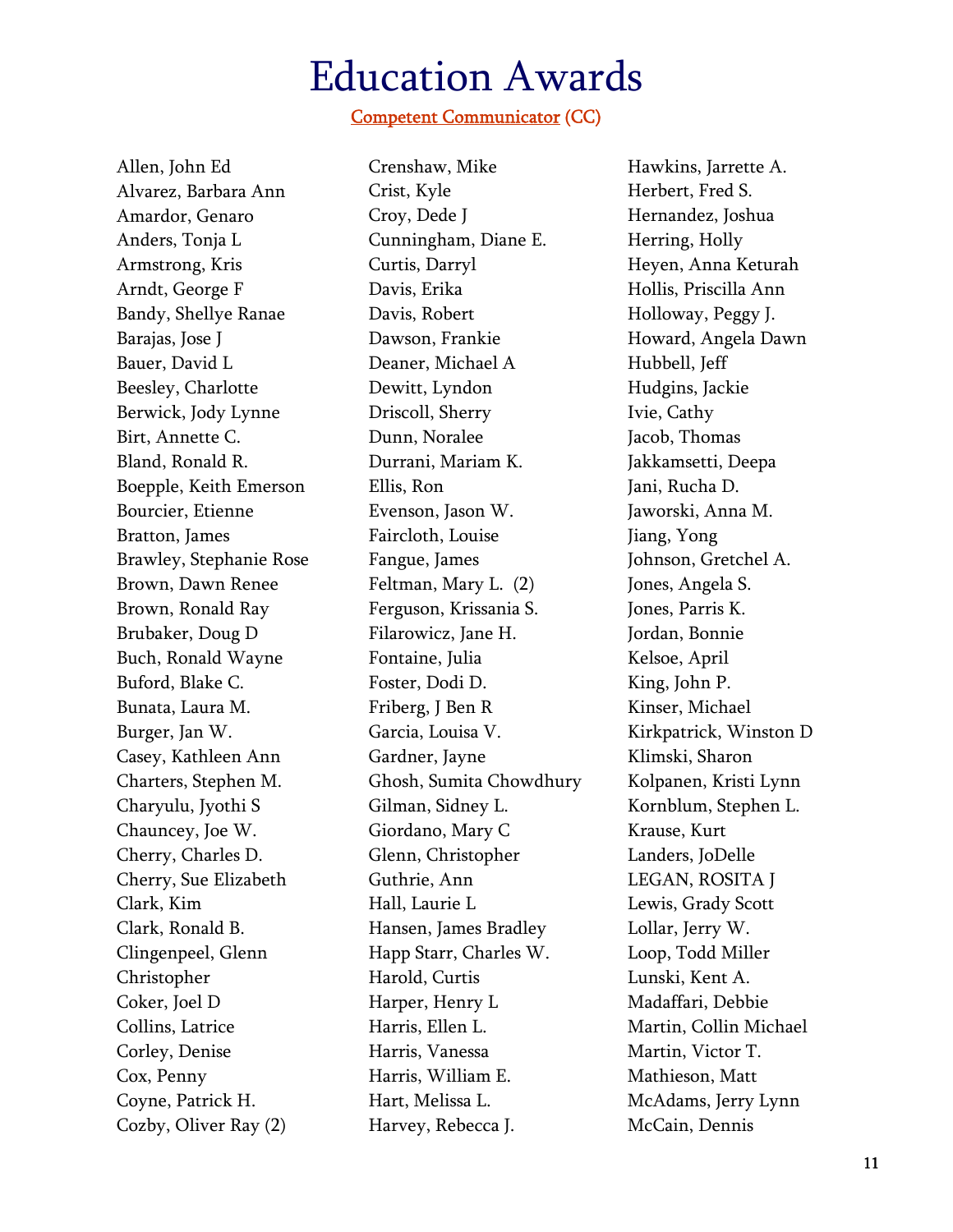# Education Awards

**Competent Communicator (CC)**

Allen, John Ed
Alvarez, Barbara Ann
Amardor, Genaro
Anders, Tonja L
Armstrong, Kris
Arndt, George F
Bandy, Shellye Ranae
Barajas, Jose J
Bauer, David L
Beesley, Charlotte
Berwick, Jody Lynne
Birt, Annette C.
Bland, Ronald R.
Boepple, Keith Emerson
Bourcier, Etienne
Bratton, James
Brawley, Stephanie Rose
Brown, Dawn Renee
Brown, Ronald Ray
Brubaker, Doug D
Buch, Ronald Wayne
Buford, Blake C.
Bunata, Laura M.
Burger, Jan W.
Casey, Kathleen Ann
Charters, Stephen M.
Charyulu, Jyothi S
Chauncey, Joe W.
Cherry, Charles D.
Cherry, Sue Elizabeth
Clark, Kim
Clark, Ronald B.
Clingenpeel, Glenn Christopher
Coker, Joel D
Collins, Latrice
Corley, Denise
Cox, Penny
Coyne, Patrick H.
Cozby, Oliver Ray (2)
Crenshaw, Mike
Crist, Kyle
Croy, Dede J
Cunningham, Diane E.
Curtis, Darryl
Davis, Erika
Davis, Robert
Dawson, Frankie
Deaner, Michael A
Dewitt, Lyndon
Driscoll, Sherry
Dunn, Noralee
Durrani, Mariam K.
Ellis, Ron
Evenson, Jason W.
Faircloth, Louise
Fangue, James
Feltman, Mary L. (2)
Ferguson, Krissania S.
Filarowicz, Jane H.
Fontaine, Julia
Foster, Dodi D.
Friberg, J Ben R
Garcia, Louisa V.
Gardner, Jayne
Ghosh, Sumita Chowdhury
Gilman, Sidney L.
Giordano, Mary C
Glenn, Christopher
Guthrie, Ann
Hall, Laurie L
Hansen, James Bradley
Happ Starr, Charles W.
Harold, Curtis
Harper, Henry L
Harris, Ellen L.
Harris, Vanessa
Harris, William E.
Hart, Melissa L.
Harvey, Rebecca J.
Hawkins, Jarrette A.
Herbert, Fred S.
Hernandez, Joshua
Herring, Holly
Heyen, Anna Keturah
Hollis, Priscilla Ann
Holloway, Peggy J.
Howard, Angela Dawn
Hubbell, Jeff
Hudgins, Jackie
Ivie, Cathy
Jacob, Thomas
Jakkamsetti, Deepa
Jani, Rucha D.
Jaworski, Anna M.
Jiang, Yong
Johnson, Gretchel A.
Jones, Angela S.
Jones, Parris K.
Jordan, Bonnie
Kelsoe, April
King, John P.
Kinser, Michael
Kirkpatrick, Winston D
Klimski, Sharon
Kolpanen, Kristi Lynn
Kornblum, Stephen L.
Krause, Kurt
Landers, JoDelle
LEGAN, ROSITA J
Lewis, Grady Scott
Lollar, Jerry W.
Loop, Todd Miller
Lunski, Kent A.
Madaffari, Debbie
Martin, Collin Michael
Martin, Victor T.
Mathieson, Matt
McAdams, Jerry Lynn
McCain, Dennis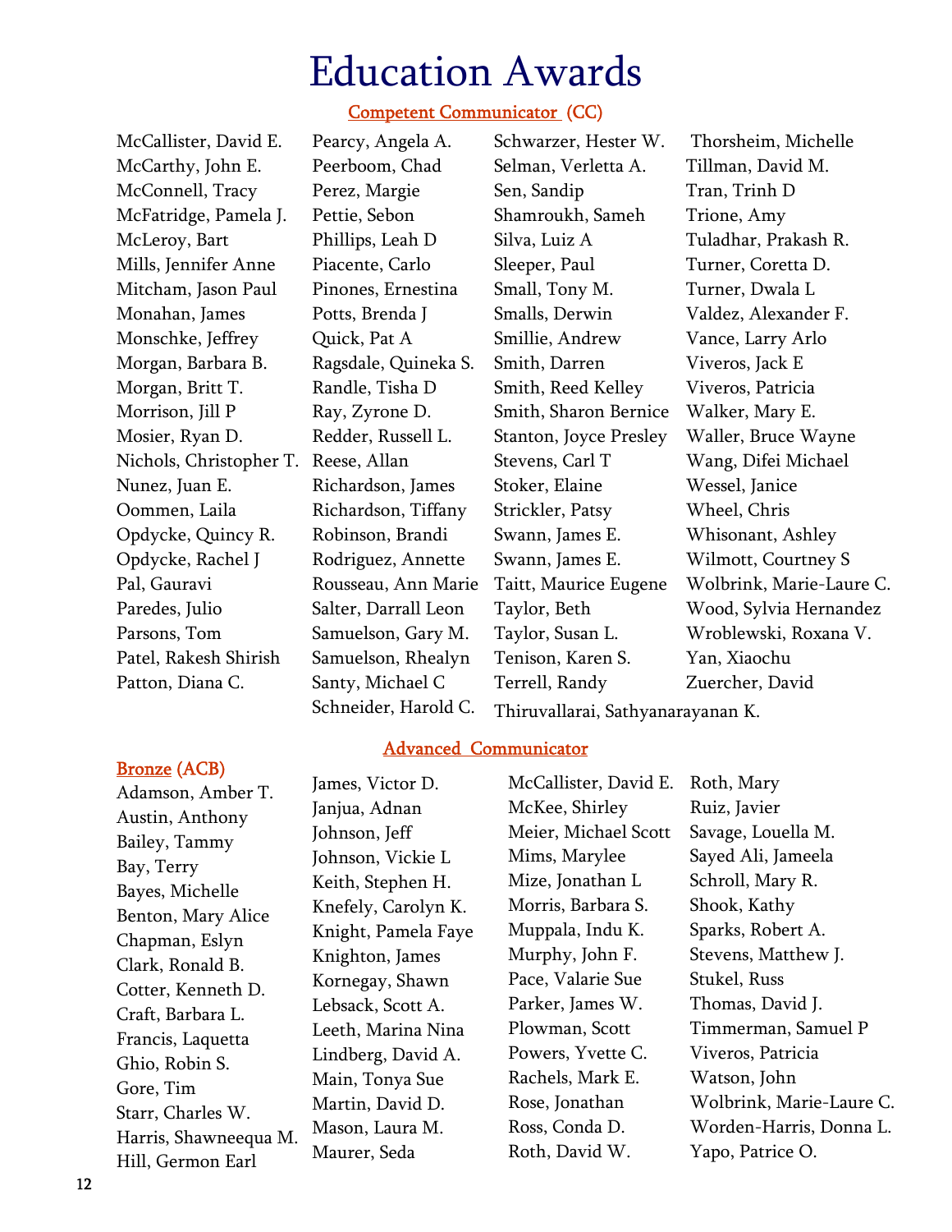# Education Awards

## Competent Communicator (CC)

McCallister, David E.
McCarthy, John E.
McConnell, Tracy
McFatridge, Pamela J.
McLeroy, Bart
Mills, Jennifer Anne
Mitcham, Jason Paul
Monahan, James
Monschke, Jeffrey
Morgan, Barbara B.
Morgan, Britt T.
Morrison, Jill P
Mosier, Ryan D.
Nichols, Christopher T.
Nunez, Juan E.
Oommen, Laila
Opdycke, Quincy R.
Opdycke, Rachel J
Pal, Gauravi
Paredes, Julio
Parsons, Tom
Patel, Rakesh Shirish
Patton, Diana C.
Pearcy, Angela A.
Peerboom, Chad
Perez, Margie
Pettie, Sebon
Phillips, Leah D
Piacente, Carlo
Pinones, Ernestina
Potts, Brenda J
Quick, Pat A
Ragsdale, Quineka S.
Randle, Tisha D
Ray, Zyrone D.
Redder, Russell L.
Reese, Allan
Richardson, James
Richardson, Tiffany
Robinson, Brandi
Rodriguez, Annette
Rousseau, Ann Marie
Salter, Darrall Leon
Samuelson, Gary M.
Samuelson, Rhealyn
Santy, Michael C
Schneider, Harold C.
Schwarzer, Hester W.
Selman, Verletta A.
Sen, Sandip
Shamroukh, Sameh
Silva, Luiz A
Sleeper, Paul
Small, Tony M.
Smalls, Derwin
Smillie, Andrew
Smith, Darren
Smith, Reed Kelley
Smith, Sharon Bernice
Stanton, Joyce Presley
Stevens, Carl T
Stoker, Elaine
Strickler, Patsy
Swann, James E.
Swann, James E.
Taitt, Maurice Eugene
Taylor, Beth
Taylor, Susan L.
Tenison, Karen S.
Terrell, Randy
Thiruvallarai, Sathyanarayanan K.
Thorsheim, Michelle
Tillman, David M.
Tran, Trinh D
Trione, Amy
Tuladhar, Prakash R.
Turner, Coretta D.
Turner, Dwala L
Valdez, Alexander F.
Vance, Larry Arlo
Viveros, Jack E
Viveros, Patricia
Walker, Mary E.
Waller, Bruce Wayne
Wang, Difei Michael
Wessel, Janice
Wheel, Chris
Whisonant, Ashley
Wilmott, Courtney S
Wolbrink, Marie-Laure C.
Wood, Sylvia Hernandez
Wroblewski, Roxana V.
Yan, Xiaochu
Zuercher, David

## Advanced Communicator

### Bronze (ACB)

Adamson, Amber T.
Austin, Anthony
Bailey, Tammy
Bay, Terry
Bayes, Michelle
Benton, Mary Alice
Chapman, Eslyn
Clark, Ronald B.
Cotter, Kenneth D.
Craft, Barbara L.
Francis, Laquetta
Ghio, Robin S.
Gore, Tim
Starr, Charles W.
Harris, Shawneequa M.
Hill, Germon Earl
James, Victor D.
Janjua, Adnan
Johnson, Jeff
Johnson, Vickie L
Keith, Stephen H.
Knefely, Carolyn K.
Knight, Pamela Faye
Knighton, James
Kornegay, Shawn
Lebsack, Scott A.
Leeth, Marina Nina
Lindberg, David A.
Main, Tonya Sue
Martin, David D.
Mason, Laura M.
Maurer, Seda
McCallister, David E.
McKee, Shirley
Meier, Michael Scott
Mims, Marylee
Mize, Jonathan L
Morris, Barbara S.
Muppala, Indu K.
Murphy, John F.
Pace, Valarie Sue
Parker, James W.
Plowman, Scott
Powers, Yvette C.
Rachels, Mark E.
Rose, Jonathan
Ross, Conda D.
Roth, David W.
Roth, Mary
Ruiz, Javier
Savage, Louella M.
Sayed Ali, Jameela
Schroll, Mary R.
Shook, Kathy
Sparks, Robert A.
Stevens, Matthew J.
Stukel, Russ
Thomas, David J.
Timmerman, Samuel P
Viveros, Patricia
Watson, John
Wolbrink, Marie-Laure C.
Worden-Harris, Donna L.
Yapo, Patrice O.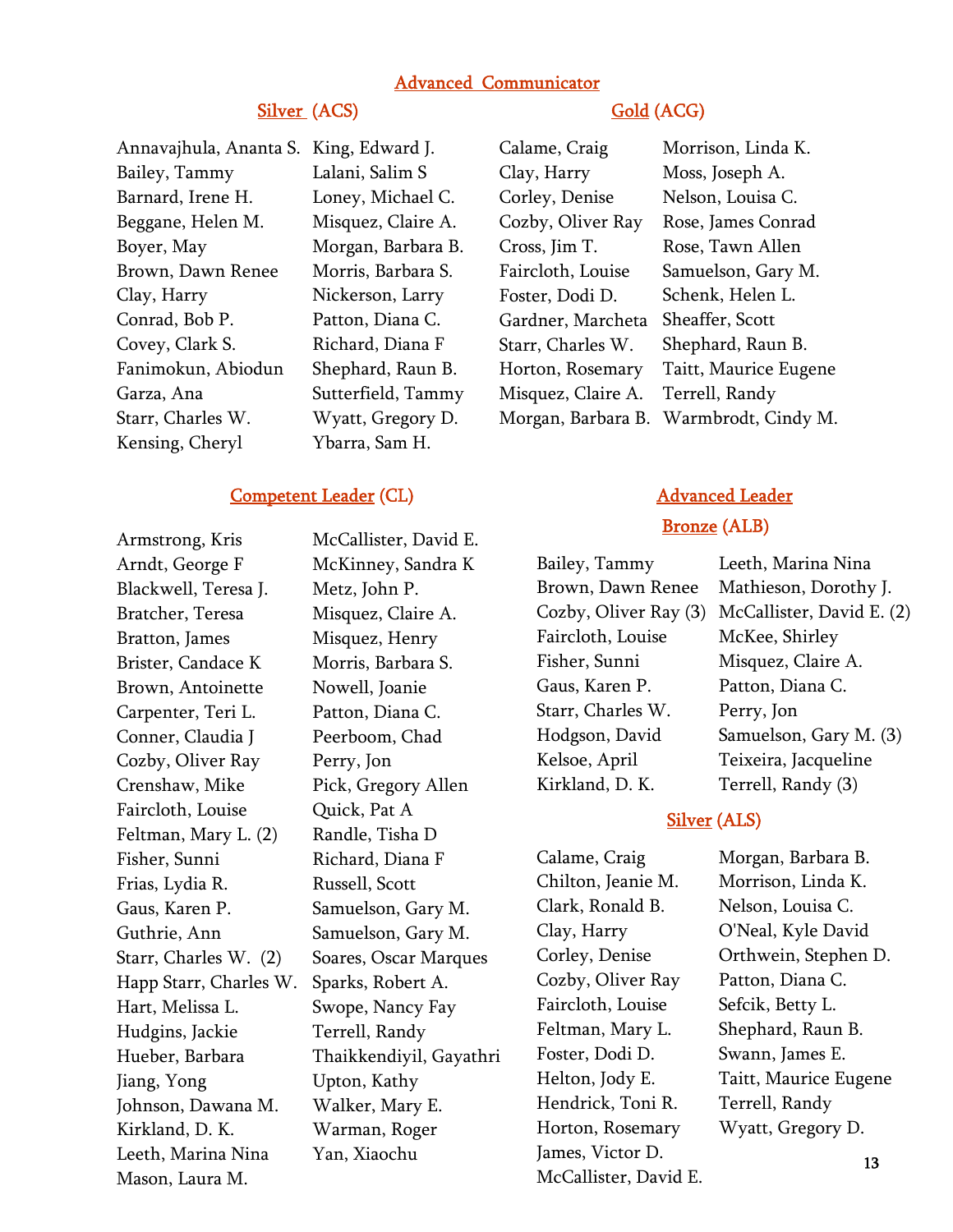# Advanced Communicator

## Silver (ACS)

Annavajhula, Ananta S.
Bailey, Tammy
Barnard, Irene H.
Beggane, Helen M.
Boyer, May
Brown, Dawn Renee
Clay, Harry
Conrad, Bob P.
Covey, Clark S.
Fanimokun, Abiodun
Garza, Ana
Starr, Charles W.
Kensing, Cheryl
King, Edward J.
Lalani, Salim S
Loney, Michael C.
Misquez, Claire A.
Morgan, Barbara B.
Morris, Barbara S.
Nickerson, Larry
Patton, Diana C.
Richard, Diana F
Shephard, Raun B.
Sutterfield, Tammy
Wyatt, Gregory D.
Ybarra, Sam H.

## Gold (ACG)

Calame, Craig
Clay, Harry
Corley, Denise
Cozby, Oliver Ray
Cross, Jim T.
Faircloth, Louise
Foster, Dodi D.
Gardner, Marcheta
Starr, Charles W.
Horton, Rosemary
Misquez, Claire A.
Morgan, Barbara B.
Morrison, Linda K.
Moss, Joseph A.
Nelson, Louisa C.
Rose, James Conrad
Rose, Tawn Allen
Samuelson, Gary M.
Schenk, Helen L.
Sheaffer, Scott
Shephard, Raun B.
Taitt, Maurice Eugene
Terrell, Randy
Warmbrodt, Cindy M.

# Competent Leader (CL)

Armstrong, Kris
Arndt, George F
Blackwell, Teresa J.
Bratcher, Teresa
Bratton, James
Brister, Candace K
Brown, Antoinette
Carpenter, Teri L.
Conner, Claudia J
Cozby, Oliver Ray
Crenshaw, Mike
Faircloth, Louise
Feltman, Mary L. (2)
Fisher, Sunni
Frias, Lydia R.
Gaus, Karen P.
Guthrie, Ann
Starr, Charles W. (2)
Happ Starr, Charles W.
Hart, Melissa L.
Hudgins, Jackie
Hueber, Barbara
Jiang, Yong
Johnson, Dawana M.
Kirkland, D. K.
Leeth, Marina Nina
Mason, Laura M.
McCallister, David E.
McKinney, Sandra K
Metz, John P.
Misquez, Claire A.
Misquez, Henry
Morris, Barbara S.
Nowell, Joanie
Patton, Diana C.
Peerboom, Chad
Perry, Jon
Pick, Gregory Allen
Quick, Pat A
Randle, Tisha D
Richard, Diana F
Russell, Scott
Samuelson, Gary M.
Samuelson, Gary M.
Soares, Oscar Marques
Sparks, Robert A.
Swope, Nancy Fay
Terrell, Randy
Thaikkendiyil, Gayathri
Upton, Kathy
Walker, Mary E.
Warman, Roger
Yan, Xiaochu

# Advanced Leader

## Bronze (ALB)

Bailey, Tammy
Brown, Dawn Renee
Cozby, Oliver Ray (3)
Faircloth, Louise
Fisher, Sunni
Gaus, Karen P.
Starr, Charles W.
Hodgson, David
Kelsoe, April
Kirkland, D. K.
Leeth, Marina Nina
Mathieson, Dorothy J.
McCallister, David E. (2)
McKee, Shirley
Misquez, Claire A.
Patton, Diana C.
Perry, Jon
Samuelson, Gary M. (3)
Teixeira, Jacqueline
Terrell, Randy (3)

## Silver (ALS)

Calame, Craig
Chilton, Jeanie M.
Clark, Ronald B.
Clay, Harry
Corley, Denise
Cozby, Oliver Ray
Faircloth, Louise
Feltman, Mary L.
Foster, Dodi D.
Helton, Jody E.
Hendrick, Toni R.
Horton, Rosemary
James, Victor D.
McCallister, David E.
Morgan, Barbara B.
Morrison, Linda K.
Nelson, Louisa C.
O'Neal, Kyle David
Orthwein, Stephen D.
Patton, Diana C.
Sefcik, Betty L.
Shephard, Raun B.
Swann, James E.
Taitt, Maurice Eugene
Terrell, Randy
Wyatt, Gregory D.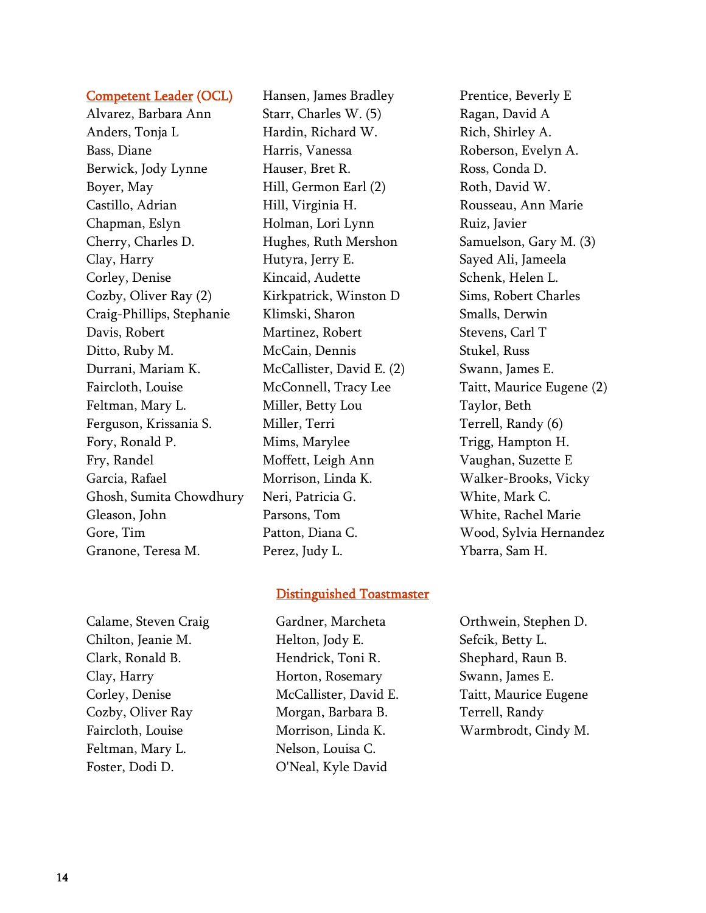## Competent Leader (OCL)

Alvarez, Barbara Ann
Anders, Tonja L
Bass, Diane
Berwick, Jody Lynne
Boyer, May
Castillo, Adrian
Chapman, Eslyn
Cherry, Charles D.
Clay, Harry
Corley, Denise
Cozby, Oliver Ray (2)
Craig-Phillips, Stephanie
Davis, Robert
Ditto, Ruby M.
Durrani, Mariam K.
Faircloth, Louise
Feltman, Mary L.
Ferguson, Krissania S.
Fory, Ronald P.
Fry, Randel
Garcia, Rafael
Ghosh, Sumita Chowdhury
Gleason, John
Gore, Tim
Granone, Teresa M.
Hansen, James Bradley
Starr, Charles W. (5)
Hardin, Richard W.
Harris, Vanessa
Hauser, Bret R.
Hill, Germon Earl (2)
Hill, Virginia H.
Holman, Lori Lynn
Hughes, Ruth Mershon
Hutyra, Jerry E.
Kincaid, Audette
Kirkpatrick, Winston D
Klimski, Sharon
Martinez, Robert
McCain, Dennis
McCallister, David E. (2)
McConnell, Tracy Lee
Miller, Betty Lou
Miller, Terri
Mims, Marylee
Moffett, Leigh Ann
Morrison, Linda K.
Neri, Patricia G.
Parsons, Tom
Patton, Diana C.
Perez, Judy L.
Prentice, Beverly E
Ragan, David A
Rich, Shirley A.
Roberson, Evelyn A.
Ross, Conda D.
Roth, David W.
Rousseau, Ann Marie
Ruiz, Javier
Samuelson, Gary M. (3)
Sayed Ali, Jameela
Schenk, Helen L.
Sims, Robert Charles
Smalls, Derwin
Stevens, Carl T
Stukel, Russ
Swann, James E.
Taitt, Maurice Eugene (2)
Taylor, Beth
Terrell, Randy (6)
Trigg, Hampton H.
Vaughan, Suzette E
Walker-Brooks, Vicky
White, Mark C.
White, Rachel Marie
Wood, Sylvia Hernandez
Ybarra, Sam H.

## Distinguished Toastmaster

Calame, Steven Craig
Chilton, Jeanie M.
Clark, Ronald B.
Clay, Harry
Corley, Denise
Cozby, Oliver Ray
Faircloth, Louise
Feltman, Mary L.
Foster, Dodi D.
Gardner, Marcheta
Helton, Jody E.
Hendrick, Toni R.
Horton, Rosemary
McCallister, David E.
Morgan, Barbara B.
Morrison, Linda K.
Nelson, Louisa C.
O'Neal, Kyle David
Orthwein, Stephen D.
Sefcik, Betty L.
Shephard, Raun B.
Swann, James E.
Taitt, Maurice Eugene
Terrell, Randy
Warmbrodt, Cindy M.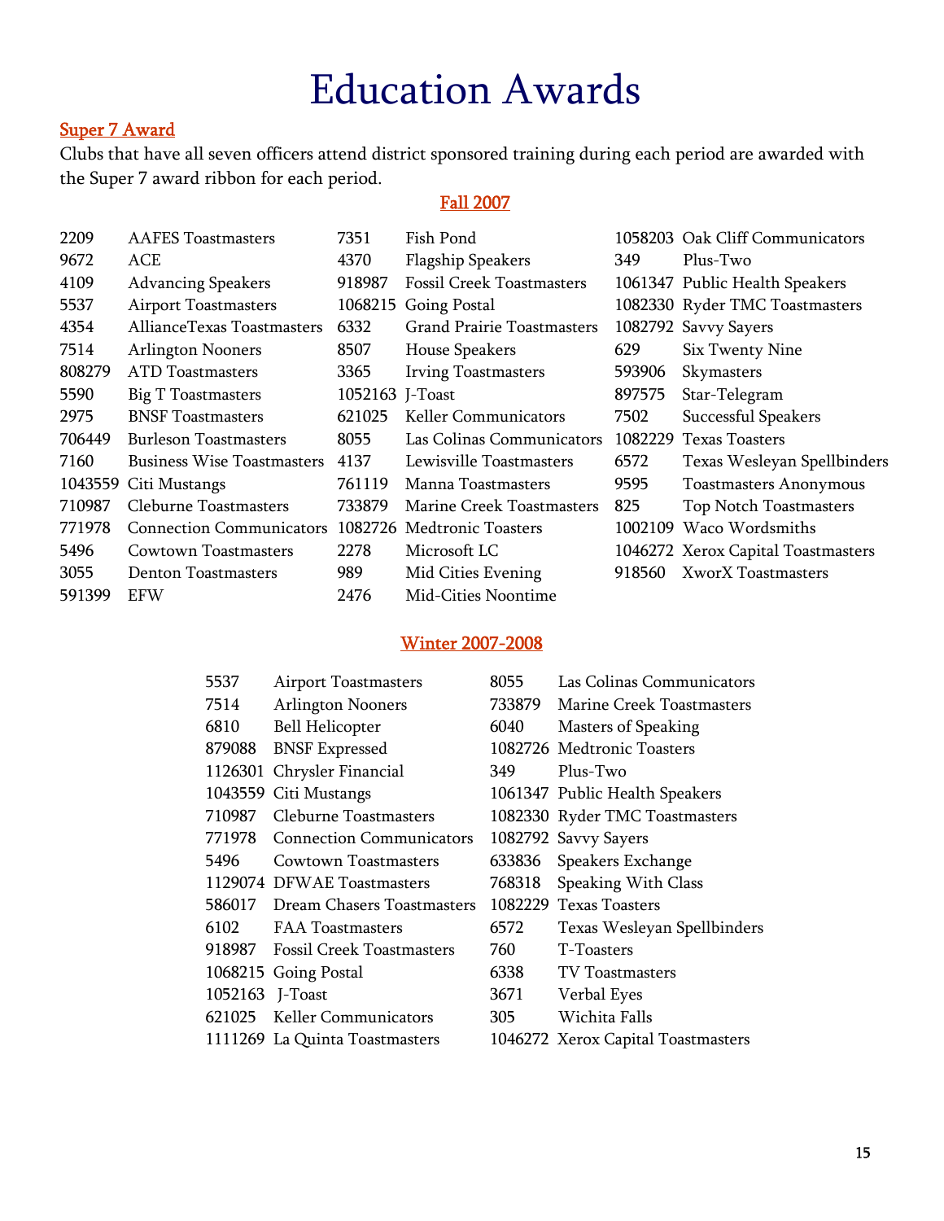# Education Awards

## Super 7 Award

Clubs that have all seven officers attend district sponsored training during each period are awarded with the Super 7 award ribbon for each period.

### Fall 2007

| | | | | | |
|---|---|---|---|---|---|
| 2209 | AAFES Toastmasters | 7351 | Fish Pond | 1058203 | Oak Cliff Communicators |
| 9672 | ACE | 4370 | Flagship Speakers | 349 | Plus-Two |
| 4109 | Advancing Speakers | 918987 | Fossil Creek Toastmasters | 1061347 | Public Health Speakers |
| 5537 | Airport Toastmasters | 1068215 | Going Postal | 1082330 | Ryder TMC Toastmasters |
| 4354 | AllianceTexas Toastmasters | 6332 | Grand Prairie Toastmasters | 1082792 | Savvy Sayers |
| 7514 | Arlington Nooners | 8507 | House Speakers | 629 | Six Twenty Nine |
| 808279 | ATD Toastmasters | 3365 | Irving Toastmasters | 593906 | Skymasters |
| 5590 | Big T Toastmasters | 1052163 | J-Toast | 897575 | Star-Telegram |
| 2975 | BNSF Toastmasters | 621025 | Keller Communicators | 7502 | Successful Speakers |
| 706449 | Burleson Toastmasters | 8055 | Las Colinas Communicators | 1082229 | Texas Toasters |
| 7160 | Business Wise Toastmasters | 4137 | Lewisville Toastmasters | 6572 | Texas Wesleyan Spellbinders |
| 1043559 | Citi Mustangs | 761119 | Manna Toastmasters | 9595 | Toastmasters Anonymous |
| 710987 | Cleburne Toastmasters | 733879 | Marine Creek Toastmasters | 825 | Top Notch Toastmasters |
| 771978 | Connection Communicators | 1082726 | Medtronic Toasters | 1002109 | Waco Wordsmiths |
| 5496 | Cowtown Toastmasters | 2278 | Microsoft LC | 1046272 | Xerox Capital Toastmasters |
| 3055 | Denton Toastmasters | 989 | Mid Cities Evening | 918560 | XworX Toastmasters |
| 591399 | EFW | 2476 | Mid-Cities Noontime | | |

### Winter 2007-2008

| | | | |
|---|---|---|---|
| 5537 | Airport Toastmasters | 8055 | Las Colinas Communicators |
| 7514 | Arlington Nooners | 733879 | Marine Creek Toastmasters |
| 6810 | Bell Helicopter | 6040 | Masters of Speaking |
| 879088 | BNSF Expressed | 1082726 | Medtronic Toasters |
| 1126301 | Chrysler Financial | 349 | Plus-Two |
| 1043559 | Citi Mustangs | 1061347 | Public Health Speakers |
| 710987 | Cleburne Toastmasters | 1082330 | Ryder TMC Toastmasters |
| 771978 | Connection Communicators | 1082792 | Savvy Sayers |
| 5496 | Cowtown Toastmasters | 633836 | Speakers Exchange |
| 1129074 | DFWAE Toastmasters | 768318 | Speaking With Class |
| 586017 | Dream Chasers Toastmasters | 1082229 | Texas Toasters |
| 6102 | FAA Toastmasters | 6572 | Texas Wesleyan Spellbinders |
| 918987 | Fossil Creek Toastmasters | 760 | T-Toasters |
| 1068215 | Going Postal | 6338 | TV Toastmasters |
| 1052163 | J-Toast | 3671 | Verbal Eyes |
| 621025 | Keller Communicators | 305 | Wichita Falls |
| 1111269 | La Quinta Toastmasters | 1046272 | Xerox Capital Toastmasters |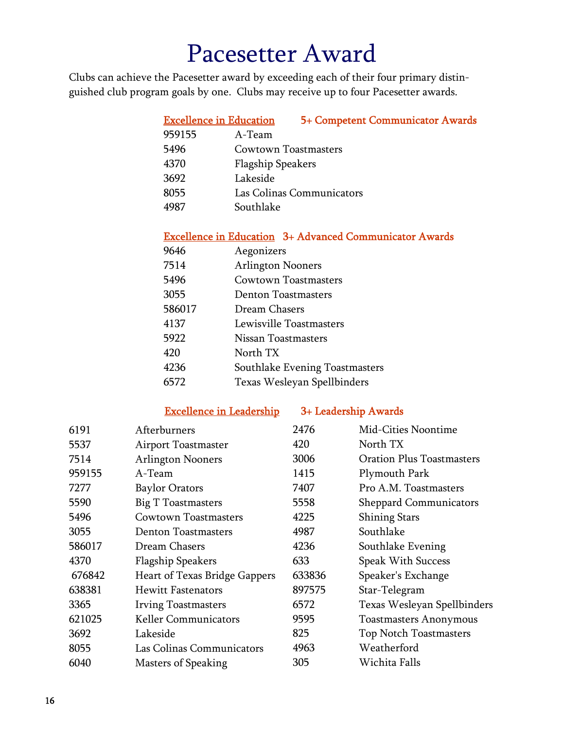# Pacesetter Award

Clubs can achieve the Pacesetter award by exceeding each of their four primary distinguished club program goals by one. Clubs may receive up to four Pacesetter awards.

## Excellence in Education — 5+ Competent Communicator Awards

| | |
|---|---|
| 959155 | A-Team |
| 5496 | Cowtown Toastmasters |
| 4370 | Flagship Speakers |
| 3692 | Lakeside |
| 8055 | Las Colinas Communicators |
| 4987 | Southlake |

## Excellence in Education — 3+ Advanced Communicator Awards

| | |
|---|---|
| 9646 | Aegonizers |
| 7514 | Arlington Nooners |
| 5496 | Cowtown Toastmasters |
| 3055 | Denton Toastmasters |
| 586017 | Dream Chasers |
| 4137 | Lewisville Toastmasters |
| 5922 | Nissan Toastmasters |
| 420 | North TX |
| 4236 | Southlake Evening Toastmasters |
| 6572 | Texas Wesleyan Spellbinders |

## Excellence in Leadership — 3+ Leadership Awards

| | |
|---|---|
| 6191 | Afterburners |
| 5537 | Airport Toastmaster |
| 7514 | Arlington Nooners |
| 959155 | A-Team |
| 7277 | Baylor Orators |
| 5590 | Big T Toastmasters |
| 5496 | Cowtown Toastmasters |
| 3055 | Denton Toastmasters |
| 586017 | Dream Chasers |
| 4370 | Flagship Speakers |
| 676842 | Heart of Texas Bridge Gappers |
| 638381 | Hewitt Fastenators |
| 3365 | Irving Toastmasters |
| 621025 | Keller Communicators |
| 3692 | Lakeside |
| 8055 | Las Colinas Communicators |
| 6040 | Masters of Speaking |
| 2476 | Mid-Cities Noontime |
| 420 | North TX |
| 3006 | Oration Plus Toastmasters |
| 1415 | Plymouth Park |
| 7407 | Pro A.M. Toastmasters |
| 5558 | Sheppard Communicators |
| 4225 | Shining Stars |
| 4987 | Southlake |
| 4236 | Southlake Evening |
| 633 | Speak With Success |
| 633836 | Speaker's Exchange |
| 897575 | Star-Telegram |
| 6572 | Texas Wesleyan Spellbinders |
| 9595 | Toastmasters Anonymous |
| 825 | Top Notch Toastmasters |
| 4963 | Weatherford |
| 305 | Wichita Falls |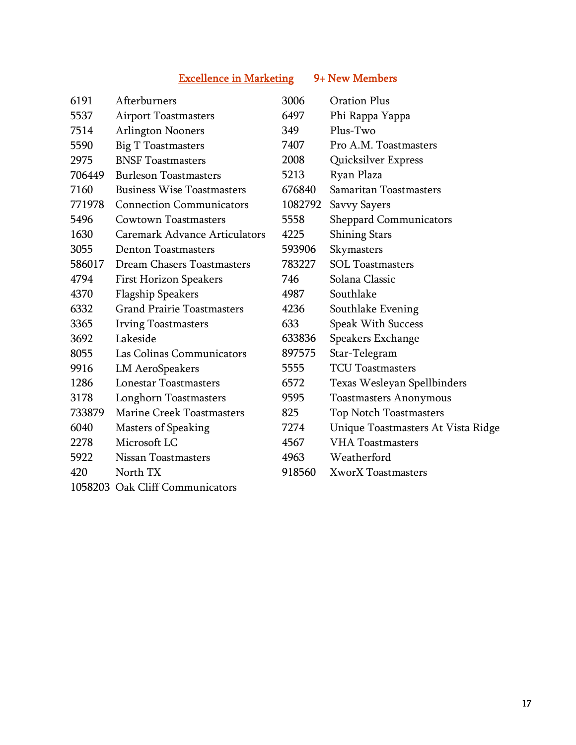## Excellence in Marketing 9+ New Members

| | |
|---|---|
| 6191 | Afterburners |
| 5537 | Airport Toastmasters |
| 7514 | Arlington Nooners |
| 5590 | Big T Toastmasters |
| 2975 | BNSF Toastmasters |
| 706449 | Burleson Toastmasters |
| 7160 | Business Wise Toastmasters |
| 771978 | Connection Communicators |
| 5496 | Cowtown Toastmasters |
| 1630 | Caremark Advance Articulators |
| 3055 | Denton Toastmasters |
| 586017 | Dream Chasers Toastmasters |
| 4794 | First Horizon Speakers |
| 4370 | Flagship Speakers |
| 6332 | Grand Prairie Toastmasters |
| 3365 | Irving Toastmasters |
| 3692 | Lakeside |
| 8055 | Las Colinas Communicators |
| 9916 | LM AeroSpeakers |
| 1286 | Lonestar Toastmasters |
| 3178 | Longhorn Toastmasters |
| 733879 | Marine Creek Toastmasters |
| 6040 | Masters of Speaking |
| 2278 | Microsoft LC |
| 5922 | Nissan Toastmasters |
| 420 | North TX |
| 1058203 | Oak Cliff Communicators |
| 3006 | Oration Plus |
| 6497 | Phi Rappa Yappa |
| 349 | Plus-Two |
| 7407 | Pro A.M. Toastmasters |
| 2008 | Quicksilver Express |
| 5213 | Ryan Plaza |
| 676840 | Samaritan Toastmasters |
| 1082792 | Savvy Sayers |
| 5558 | Sheppard Communicators |
| 4225 | Shining Stars |
| 593906 | Skymasters |
| 783227 | SOL Toastmasters |
| 746 | Solana Classic |
| 4987 | Southlake |
| 4236 | Southlake Evening |
| 633 | Speak With Success |
| 633836 | Speakers Exchange |
| 897575 | Star-Telegram |
| 5555 | TCU Toastmasters |
| 6572 | Texas Wesleyan Spellbinders |
| 9595 | Toastmasters Anonymous |
| 825 | Top Notch Toastmasters |
| 7274 | Unique Toastmasters At Vista Ridge |
| 4567 | VHA Toastmasters |
| 4963 | Weatherford |
| 918560 | XworX Toastmasters |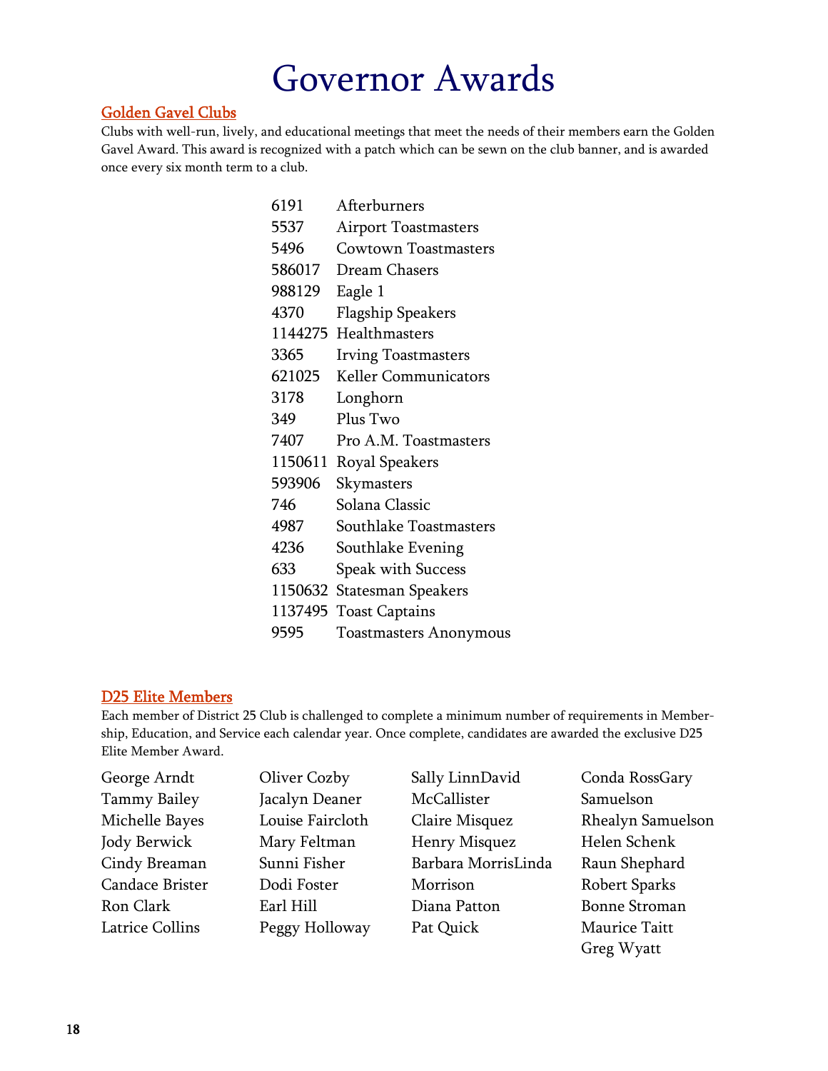# Governor Awards

## Golden Gavel Clubs

Clubs with well-run, lively, and educational meetings that meet the needs of their members earn the Golden Gavel Award. This award is recognized with a patch which can be sewn on the club banner, and is awarded once every six month term to a club.

| | |
|---|---|
| 6191 | Afterburners |
| 5537 | Airport Toastmasters |
| 5496 | Cowtown Toastmasters |
| 586017 | Dream Chasers |
| 988129 | Eagle 1 |
| 4370 | Flagship Speakers |
| 1144275 | Healthmasters |
| 3365 | Irving Toastmasters |
| 621025 | Keller Communicators |
| 3178 | Longhorn |
| 349 | Plus Two |
| 7407 | Pro A.M. Toastmasters |
| 1150611 | Royal Speakers |
| 593906 | Skymasters |
| 746 | Solana Classic |
| 4987 | Southlake Toastmasters |
| 4236 | Southlake Evening |
| 633 | Speak with Success |
| 1150632 | Statesman Speakers |
| 1137495 | Toast Captains |
| 9595 | Toastmasters Anonymous |

## D25 Elite Members

Each member of District 25 Club is challenged to complete a minimum number of requirements in Membership, Education, and Service each calendar year. Once complete, candidates are awarded the exclusive D25 Elite Member Award.

George Arndt
Tammy Bailey
Michelle Bayes
Jody Berwick
Cindy Breaman
Candace Brister
Ron Clark
Latrice Collins
Oliver Cozby
Jacalyn Deaner
Louise Faircloth
Mary Feltman
Sunni Fisher
Dodi Foster
Earl Hill
Peggy Holloway
Sally Linn
David McCallister
Claire Misquez
Henry Misquez
Barbara Morris
Linda Morrison
Diana Patton
Pat Quick
Conda Ross
Gary Samuelson
Rhealyn Samuelson
Helen Schenk
Raun Shephard
Robert Sparks
Bonne Stroman
Maurice Taitt
Greg Wyatt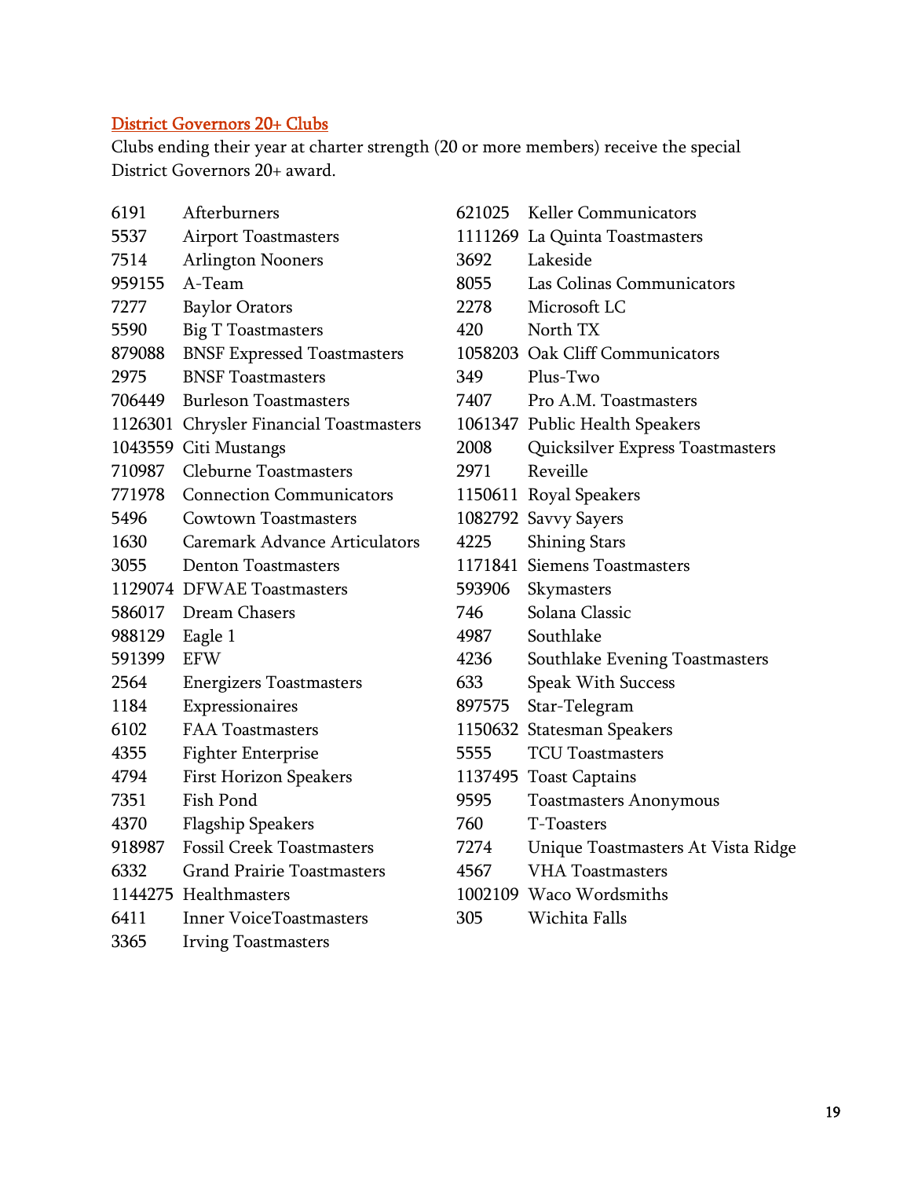## District Governors 20+ Clubs

Clubs ending their year at charter strength (20 or more members) receive the special District Governors 20+ award.

| | |
|---|---|
| 6191 | Afterburners |
| 5537 | Airport Toastmasters |
| 7514 | Arlington Nooners |
| 959155 | A-Team |
| 7277 | Baylor Orators |
| 5590 | Big T Toastmasters |
| 879088 | BNSF Expressed Toastmasters |
| 2975 | BNSF Toastmasters |
| 706449 | Burleson Toastmasters |
| 1126301 | Chrysler Financial Toastmasters |
| 1043559 | Citi Mustangs |
| 710987 | Cleburne Toastmasters |
| 771978 | Connection Communicators |
| 5496 | Cowtown Toastmasters |
| 1630 | Caremark Advance Articulators |
| 3055 | Denton Toastmasters |
| 1129074 | DFWAE Toastmasters |
| 586017 | Dream Chasers |
| 988129 | Eagle 1 |
| 591399 | EFW |
| 2564 | Energizers Toastmasters |
| 1184 | Expressionaires |
| 6102 | FAA Toastmasters |
| 4355 | Fighter Enterprise |
| 4794 | First Horizon Speakers |
| 7351 | Fish Pond |
| 4370 | Flagship Speakers |
| 918987 | Fossil Creek Toastmasters |
| 6332 | Grand Prairie Toastmasters |
| 1144275 | Healthmasters |
| 6411 | Inner VoiceToastmasters |
| 3365 | Irving Toastmasters |
| 621025 | Keller Communicators |
| 1111269 | La Quinta Toastmasters |
| 3692 | Lakeside |
| 8055 | Las Colinas Communicators |
| 2278 | Microsoft LC |
| 420 | North TX |
| 1058203 | Oak Cliff Communicators |
| 349 | Plus-Two |
| 7407 | Pro A.M. Toastmasters |
| 1061347 | Public Health Speakers |
| 2008 | Quicksilver Express Toastmasters |
| 2971 | Reveille |
| 1150611 | Royal Speakers |
| 1082792 | Savvy Sayers |
| 4225 | Shining Stars |
| 1171841 | Siemens Toastmasters |
| 593906 | Skymasters |
| 746 | Solana Classic |
| 4987 | Southlake |
| 4236 | Southlake Evening Toastmasters |
| 633 | Speak With Success |
| 897575 | Star-Telegram |
| 1150632 | Statesman Speakers |
| 5555 | TCU Toastmasters |
| 1137495 | Toast Captains |
| 9595 | Toastmasters Anonymous |
| 760 | T-Toasters |
| 7274 | Unique Toastmasters At Vista Ridge |
| 4567 | VHA Toastmasters |
| 1002109 | Waco Wordsmiths |
| 305 | Wichita Falls |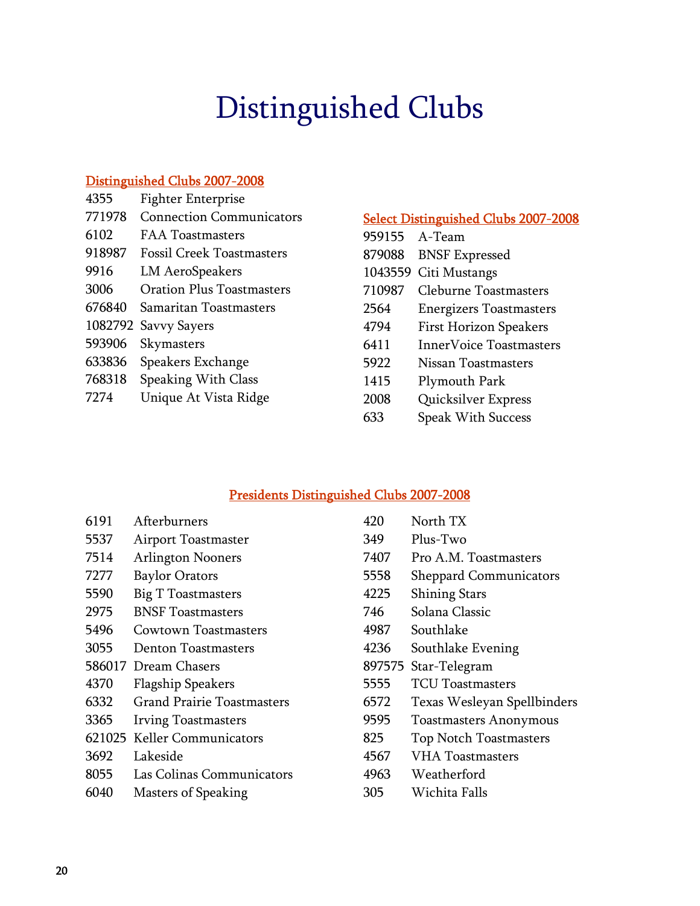# Distinguished Clubs

## Distinguished Clubs 2007-2008

| | |
|---|---|
| 4355 | Fighter Enterprise |
| 771978 | Connection Communicators |
| 6102 | FAA Toastmasters |
| 918987 | Fossil Creek Toastmasters |
| 9916 | LM AeroSpeakers |
| 3006 | Oration Plus Toastmasters |
| 676840 | Samaritan Toastmasters |
| 1082792 | Savvy Sayers |
| 593906 | Skymasters |
| 633836 | Speakers Exchange |
| 768318 | Speaking With Class |
| 7274 | Unique At Vista Ridge |

## Select Distinguished Clubs 2007-2008

| | |
|---|---|
| 959155 | A-Team |
| 879088 | BNSF Expressed |
| 1043559 | Citi Mustangs |
| 710987 | Cleburne Toastmasters |
| 2564 | Energizers Toastmasters |
| 4794 | First Horizon Speakers |
| 6411 | InnerVoice Toastmasters |
| 5922 | Nissan Toastmasters |
| 1415 | Plymouth Park |
| 2008 | Quicksilver Express |
| 633 | Speak With Success |

## Presidents Distinguished Clubs 2007-2008

| | |
|---|---|
| 6191 | Afterburners |
| 5537 | Airport Toastmaster |
| 7514 | Arlington Nooners |
| 7277 | Baylor Orators |
| 5590 | Big T Toastmasters |
| 2975 | BNSF Toastmasters |
| 5496 | Cowtown Toastmasters |
| 3055 | Denton Toastmasters |
| 586017 | Dream Chasers |
| 4370 | Flagship Speakers |
| 6332 | Grand Prairie Toastmasters |
| 3365 | Irving Toastmasters |
| 621025 | Keller Communicators |
| 3692 | Lakeside |
| 8055 | Las Colinas Communicators |
| 6040 | Masters of Speaking |
| 420 | North TX |
| 349 | Plus-Two |
| 7407 | Pro A.M. Toastmasters |
| 5558 | Sheppard Communicators |
| 4225 | Shining Stars |
| 746 | Solana Classic |
| 4987 | Southlake |
| 4236 | Southlake Evening |
| 897575 | Star-Telegram |
| 5555 | TCU Toastmasters |
| 6572 | Texas Wesleyan Spellbinders |
| 9595 | Toastmasters Anonymous |
| 825 | Top Notch Toastmasters |
| 4567 | VHA Toastmasters |
| 4963 | Weatherford |
| 305 | Wichita Falls |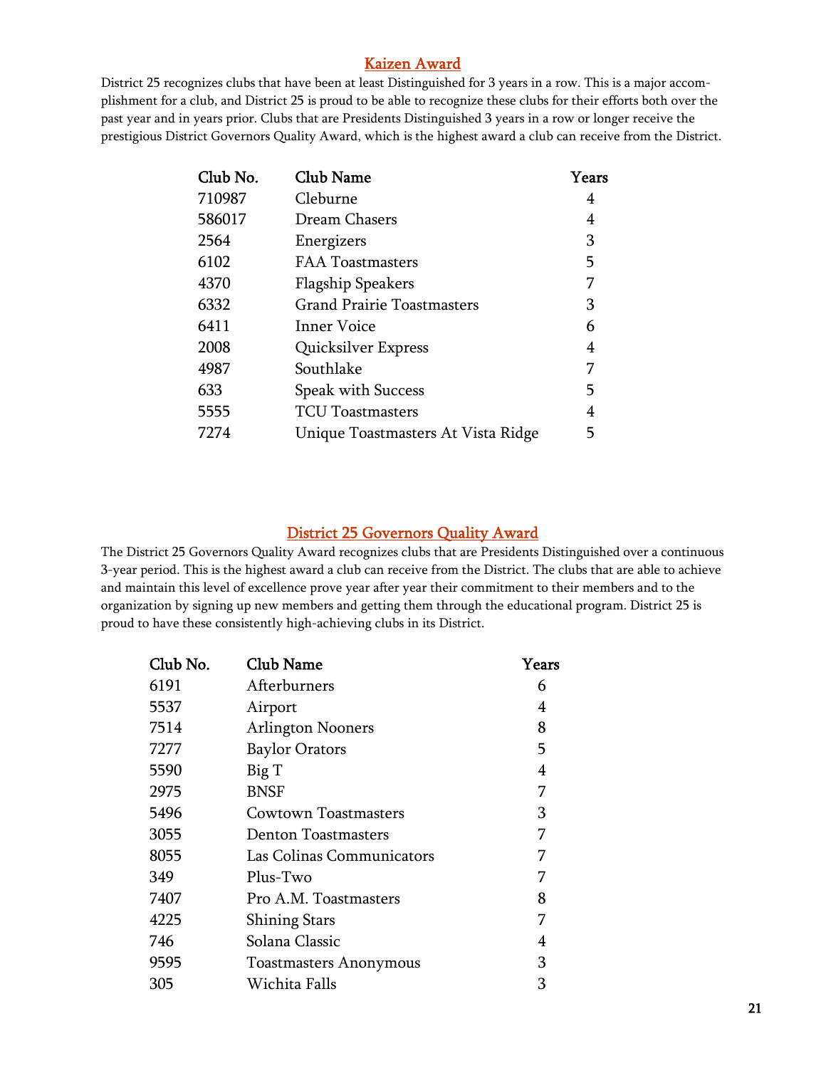## Kaizen Award

District 25 recognizes clubs that have been at least Distinguished for 3 years in a row. This is a major accomplishment for a club, and District 25 is proud to be able to recognize these clubs for their efforts both over the past year and in years prior. Clubs that are Presidents Distinguished 3 years in a row or longer receive the prestigious District Governors Quality Award, which is the highest award a club can receive from the District.

| Club No. | Club Name | Years |
|---|---|---|
| 710987 | Cleburne | 4 |
| 586017 | Dream Chasers | 4 |
| 2564 | Energizers | 3 |
| 6102 | FAA Toastmasters | 5 |
| 4370 | Flagship Speakers | 7 |
| 6332 | Grand Prairie Toastmasters | 3 |
| 6411 | Inner Voice | 6 |
| 2008 | Quicksilver Express | 4 |
| 4987 | Southlake | 7 |
| 633 | Speak with Success | 5 |
| 5555 | TCU Toastmasters | 4 |
| 7274 | Unique Toastmasters At Vista Ridge | 5 |

## District 25 Governors Quality Award

The District 25 Governors Quality Award recognizes clubs that are Presidents Distinguished over a continuous 3-year period. This is the highest award a club can receive from the District. The clubs that are able to achieve and maintain this level of excellence prove year after year their commitment to their members and to the organization by signing up new members and getting them through the educational program. District 25 is proud to have these consistently high-achieving clubs in its District.

| Club No. | Club Name | Years |
|---|---|---|
| 6191 | Afterburners | 6 |
| 5537 | Airport | 4 |
| 7514 | Arlington Nooners | 8 |
| 7277 | Baylor Orators | 5 |
| 5590 | Big T | 4 |
| 2975 | BNSF | 7 |
| 5496 | Cowtown Toastmasters | 3 |
| 3055 | Denton Toastmasters | 7 |
| 8055 | Las Colinas Communicators | 7 |
| 349 | Plus-Two | 7 |
| 7407 | Pro A.M. Toastmasters | 8 |
| 4225 | Shining Stars | 7 |
| 746 | Solana Classic | 4 |
| 9595 | Toastmasters Anonymous | 3 |
| 305 | Wichita Falls | 3 |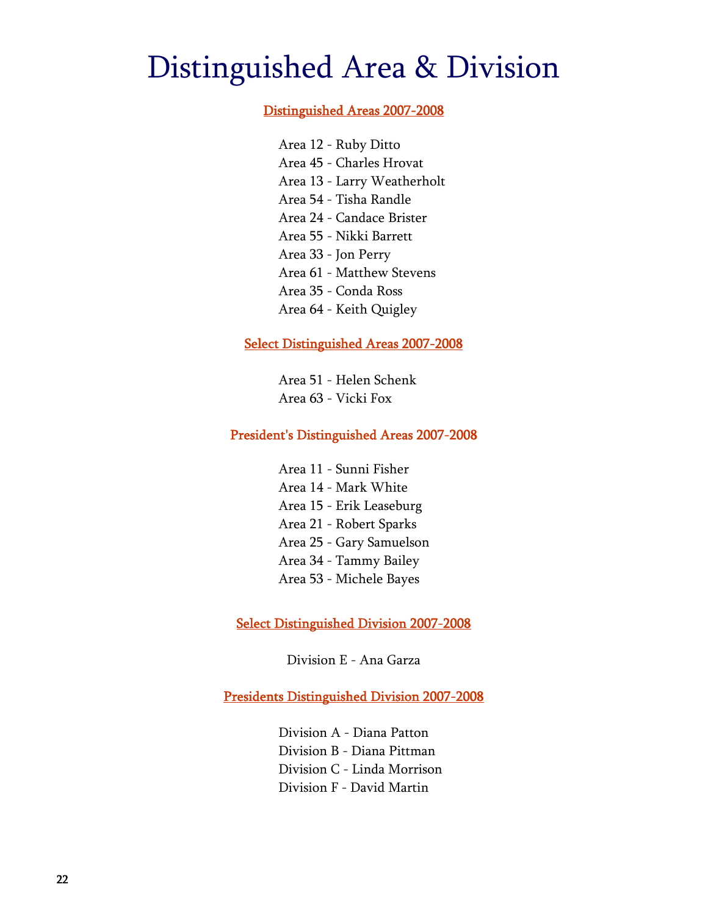# Distinguished Area & Division

## Distinguished Areas 2007-2008

Area 12 - Ruby Ditto
Area 45 - Charles Hrovat
Area 13 - Larry Weatherholt
Area 54 - Tisha Randle
Area 24 - Candace Brister
Area 55 - Nikki Barrett
Area 33 - Jon Perry
Area 61 - Matthew Stevens
Area 35 - Conda Ross
Area 64 - Keith Quigley

## Select Distinguished Areas 2007-2008

Area 51 - Helen Schenk
Area 63 - Vicki Fox

## President's Distinguished Areas 2007-2008

Area 11 - Sunni Fisher
Area 14 - Mark White
Area 15 - Erik Leaseburg
Area 21 - Robert Sparks
Area 25 - Gary Samuelson
Area 34 - Tammy Bailey
Area 53 - Michele Bayes

## Select Distinguished Division 2007-2008

Division E - Ana Garza

## Presidents Distinguished Division 2007-2008

Division A - Diana Patton
Division B - Diana Pittman
Division C - Linda Morrison
Division F - David Martin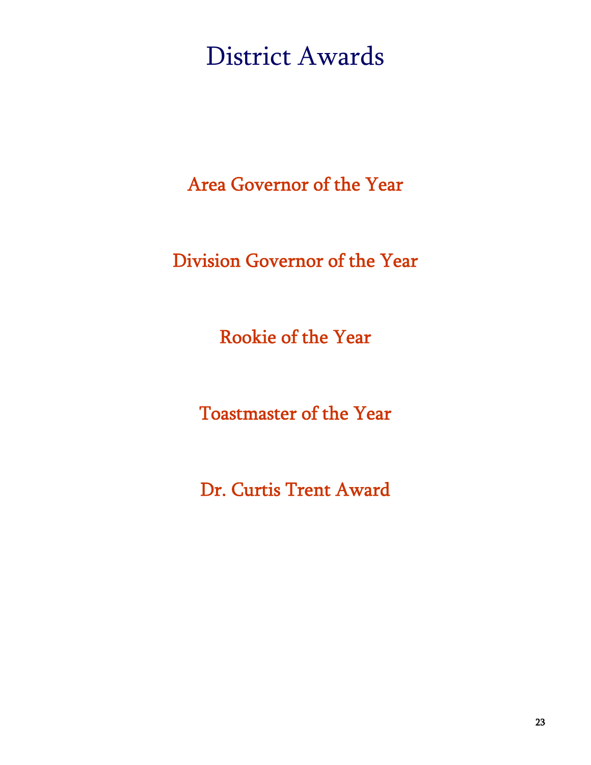# District Awards

## Area Governor of the Year

## Division Governor of the Year

## Rookie of the Year

## Toastmaster of the Year

## Dr. Curtis Trent Award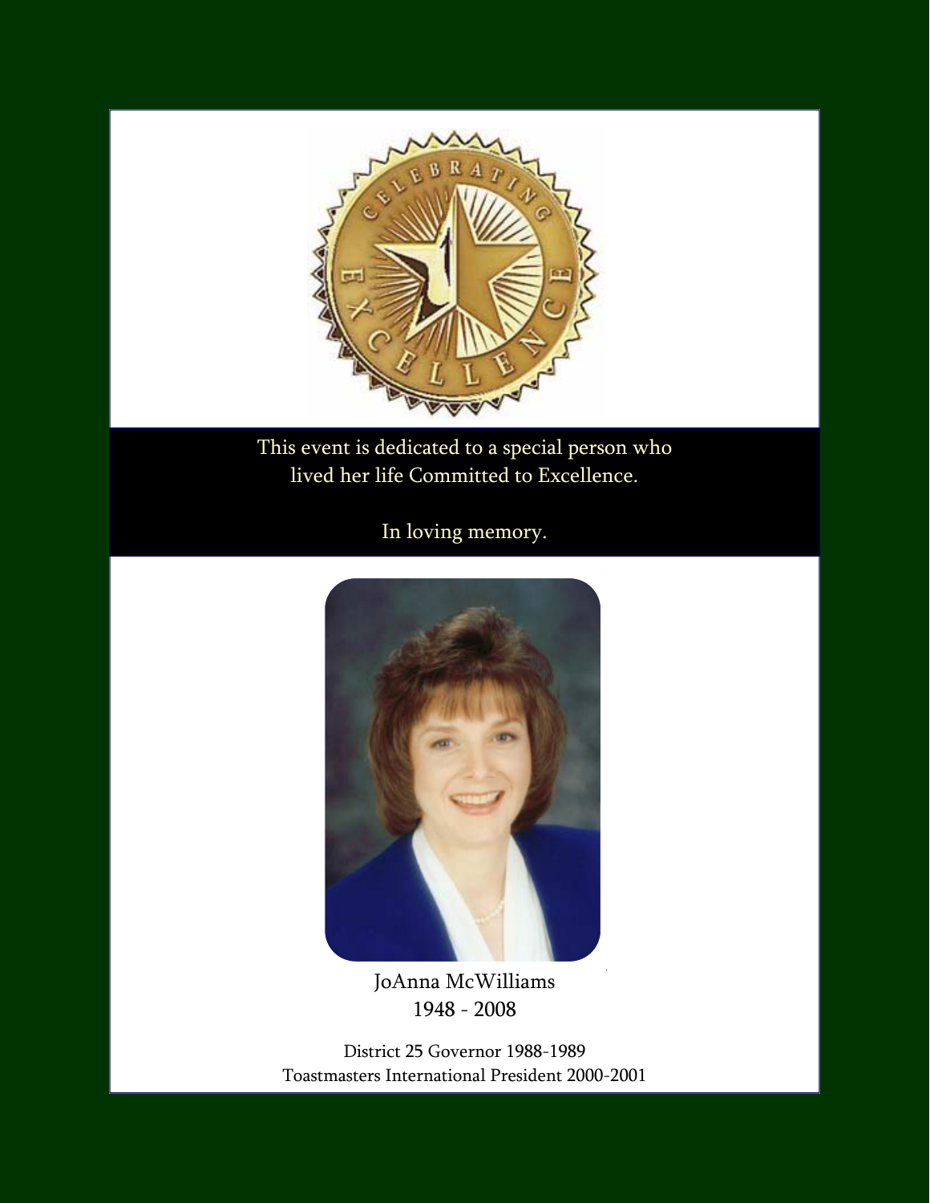This event is dedicated to a special person who lived her life Committed to Excellence.

In loving memory.

JoAnna McWilliams
1948 - 2008

District 25 Governor 1988-1989
Toastmasters International President 2000-2001